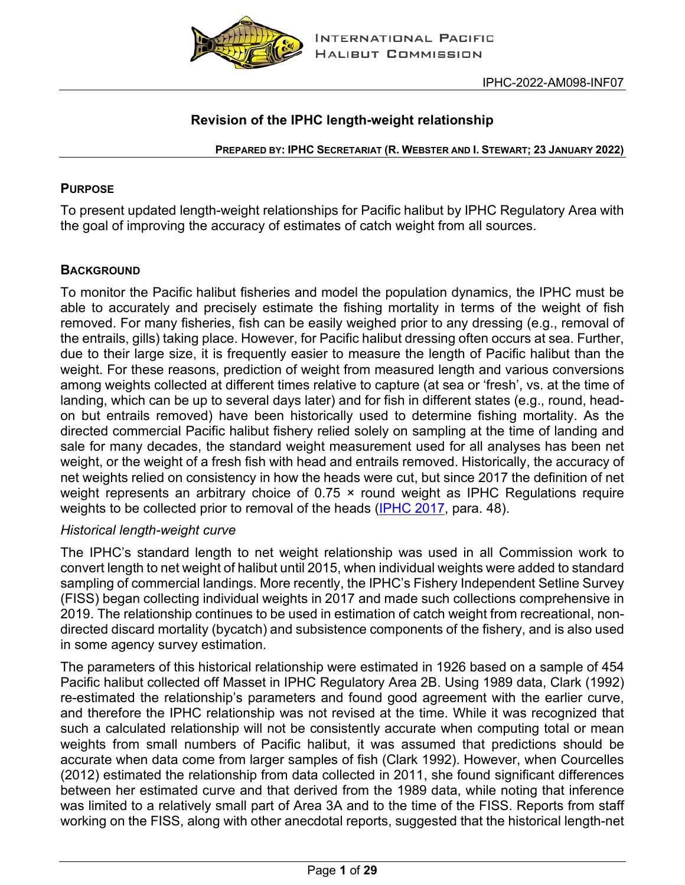IPHC-2022-AM098-INF07

# Revision of the IPHC length-weight relationship

**PREPARED BY: IPHC SECRETARIAT (R. WEBSTER AND I. STEWART; 23 JANUARY 2022)**

## PURPOSE

To present updated length-weight relationships for Pacific halibut by IPHC Regulatory Area with the goal of improving the accuracy of estimates of catch weight from all sources.

## BACKGROUND

To monitor the Pacific halibut fisheries and model the population dynamics, the IPHC must be able to accurately and precisely estimate the fishing mortality in terms of the weight of fish removed. For many fisheries, fish can be easily weighed prior to any dressing (e.g., removal of the entrails, gills) taking place. However, for Pacific halibut dressing often occurs at sea. Further, due to their large size, it is frequently easier to measure the length of Pacific halibut than the weight. For these reasons, prediction of weight from measured length and various conversions among weights collected at different times relative to capture (at sea or 'fresh', vs. at the time of landing, which can be up to several days later) and for fish in different states (e.g., round, head-on but entrails removed) have been historically used to determine fishing mortality. As the directed commercial Pacific halibut fishery relied solely on sampling at the time of landing and sale for many decades, the standard weight measurement used for all analyses has been net weight, or the weight of a fresh fish with head and entrails removed. Historically, the accuracy of net weights relied on consistency in how the heads were cut, but since 2017 the definition of net weight represents an arbitrary choice of 0.75 × round weight as IPHC Regulations require weights to be collected prior to removal of the heads (IPHC 2017, para. 48).

*Historical length-weight curve*

The IPHC's standard length to net weight relationship was used in all Commission work to convert length to net weight of halibut until 2015, when individual weights were added to standard sampling of commercial landings. More recently, the IPHC's Fishery Independent Setline Survey (FISS) began collecting individual weights in 2017 and made such collections comprehensive in 2019. The relationship continues to be used in estimation of catch weight from recreational, non-directed discard mortality (bycatch) and subsistence components of the fishery, and is also used in some agency survey estimation.

The parameters of this historical relationship were estimated in 1926 based on a sample of 454 Pacific halibut collected off Masset in IPHC Regulatory Area 2B. Using 1989 data, Clark (1992) re-estimated the relationship's parameters and found good agreement with the earlier curve, and therefore the IPHC relationship was not revised at the time. While it was recognized that such a calculated relationship will not be consistently accurate when computing total or mean weights from small numbers of Pacific halibut, it was assumed that predictions should be accurate when data come from larger samples of fish (Clark 1992). However, when Courcelles (2012) estimated the relationship from data collected in 2011, she found significant differences between her estimated curve and that derived from the 1989 data, while noting that inference was limited to a relatively small part of Area 3A and to the time of the FISS. Reports from staff working on the FISS, along with other anecdotal reports, suggested that the historical length-net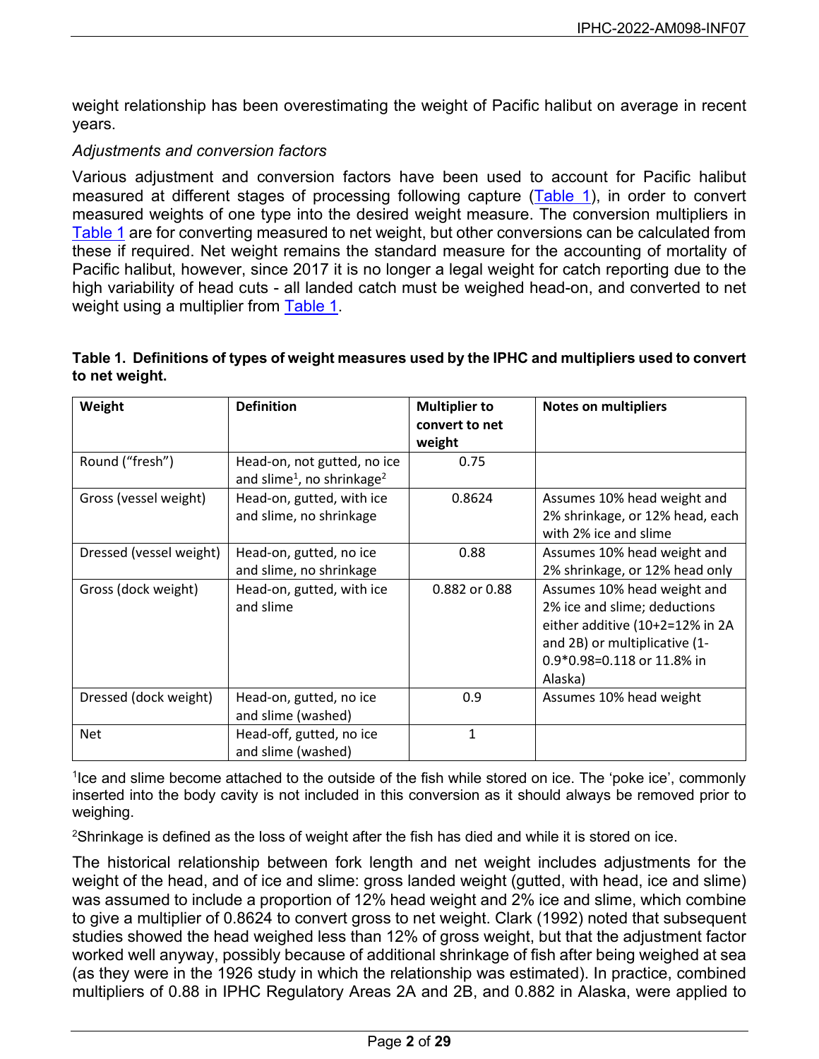weight relationship has been overestimating the weight of Pacific halibut on average in recent years.

*Adjustments and conversion factors*

Various adjustment and conversion factors have been used to account for Pacific halibut measured at different stages of processing following capture (Table 1), in order to convert measured weights of one type into the desired weight measure. The conversion multipliers in Table 1 are for converting measured to net weight, but other conversions can be calculated from these if required. Net weight remains the standard measure for the accounting of mortality of Pacific halibut, however, since 2017 it is no longer a legal weight for catch reporting due to the high variability of head cuts - all landed catch must be weighed head-on, and converted to net weight using a multiplier from Table 1.

**Table 1. Definitions of types of weight measures used by the IPHC and multipliers used to convert to net weight.**

| Weight | Definition | Multiplier to convert to net weight | Notes on multipliers |
|---|---|---|---|
| Round ("fresh") | Head-on, not gutted, no ice and slime[1], no shrinkage[2] | 0.75 | |
| Gross (vessel weight) | Head-on, gutted, with ice and slime, no shrinkage | 0.8624 | Assumes 10% head weight and 2% shrinkage, or 12% head, each with 2% ice and slime |
| Dressed (vessel weight) | Head-on, gutted, no ice and slime, no shrinkage | 0.88 | Assumes 10% head weight and 2% shrinkage, or 12% head only |
| Gross (dock weight) | Head-on, gutted, with ice and slime | 0.882 or 0.88 | Assumes 10% head weight and 2% ice and slime; deductions either additive (10+2=12% in 2A and 2B) or multiplicative (1-0.9*0.98=0.118 or 11.8% in Alaska) |
| Dressed (dock weight) | Head-on, gutted, no ice and slime (washed) | 0.9 | Assumes 10% head weight |
| Net | Head-off, gutted, no ice and slime (washed) | 1 | |

[1]Ice and slime become attached to the outside of the fish while stored on ice. The 'poke ice', commonly inserted into the body cavity is not included in this conversion as it should always be removed prior to weighing.

[2]Shrinkage is defined as the loss of weight after the fish has died and while it is stored on ice.

The historical relationship between fork length and net weight includes adjustments for the weight of the head, and of ice and slime: gross landed weight (gutted, with head, ice and slime) was assumed to include a proportion of 12% head weight and 2% ice and slime, which combine to give a multiplier of 0.8624 to convert gross to net weight. Clark (1992) noted that subsequent studies showed the head weighed less than 12% of gross weight, but that the adjustment factor worked well anyway, possibly because of additional shrinkage of fish after being weighed at sea (as they were in the 1926 study in which the relationship was estimated). In practice, combined multipliers of 0.88 in IPHC Regulatory Areas 2A and 2B, and 0.882 in Alaska, were applied to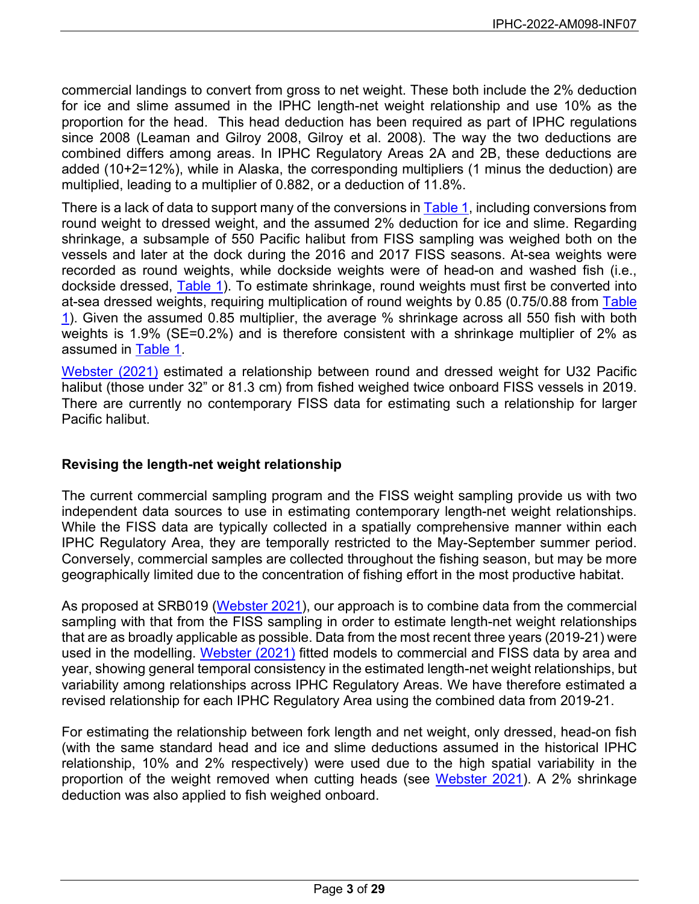commercial landings to convert from gross to net weight. These both include the 2% deduction for ice and slime assumed in the IPHC length-net weight relationship and use 10% as the proportion for the head. This head deduction has been required as part of IPHC regulations since 2008 (Leaman and Gilroy 2008, Gilroy et al. 2008). The way the two deductions are combined differs among areas. In IPHC Regulatory Areas 2A and 2B, these deductions are added (10+2=12%), while in Alaska, the corresponding multipliers (1 minus the deduction) are multiplied, leading to a multiplier of 0.882, or a deduction of 11.8%.

There is a lack of data to support many of the conversions in Table 1, including conversions from round weight to dressed weight, and the assumed 2% deduction for ice and slime. Regarding shrinkage, a subsample of 550 Pacific halibut from FISS sampling was weighed both on the vessels and later at the dock during the 2016 and 2017 FISS seasons. At-sea weights were recorded as round weights, while dockside weights were of head-on and washed fish (i.e., dockside dressed, Table 1). To estimate shrinkage, round weights must first be converted into at-sea dressed weights, requiring multiplication of round weights by 0.85 (0.75/0.88 from Table 1). Given the assumed 0.85 multiplier, the average % shrinkage across all 550 fish with both weights is 1.9% (SE=0.2%) and is therefore consistent with a shrinkage multiplier of 2% as assumed in Table 1.

Webster (2021) estimated a relationship between round and dressed weight for U32 Pacific halibut (those under 32" or 81.3 cm) from fished weighed twice onboard FISS vessels in 2019. There are currently no contemporary FISS data for estimating such a relationship for larger Pacific halibut.

## Revising the length-net weight relationship

The current commercial sampling program and the FISS weight sampling provide us with two independent data sources to use in estimating contemporary length-net weight relationships. While the FISS data are typically collected in a spatially comprehensive manner within each IPHC Regulatory Area, they are temporally restricted to the May-September summer period. Conversely, commercial samples are collected throughout the fishing season, but may be more geographically limited due to the concentration of fishing effort in the most productive habitat.

As proposed at SRB019 (Webster 2021), our approach is to combine data from the commercial sampling with that from the FISS sampling in order to estimate length-net weight relationships that are as broadly applicable as possible. Data from the most recent three years (2019-21) were used in the modelling. Webster (2021) fitted models to commercial and FISS data by area and year, showing general temporal consistency in the estimated length-net weight relationships, but variability among relationships across IPHC Regulatory Areas. We have therefore estimated a revised relationship for each IPHC Regulatory Area using the combined data from 2019-21.

For estimating the relationship between fork length and net weight, only dressed, head-on fish (with the same standard head and ice and slime deductions assumed in the historical IPHC relationship, 10% and 2% respectively) were used due to the high spatial variability in the proportion of the weight removed when cutting heads (see Webster 2021). A 2% shrinkage deduction was also applied to fish weighed onboard.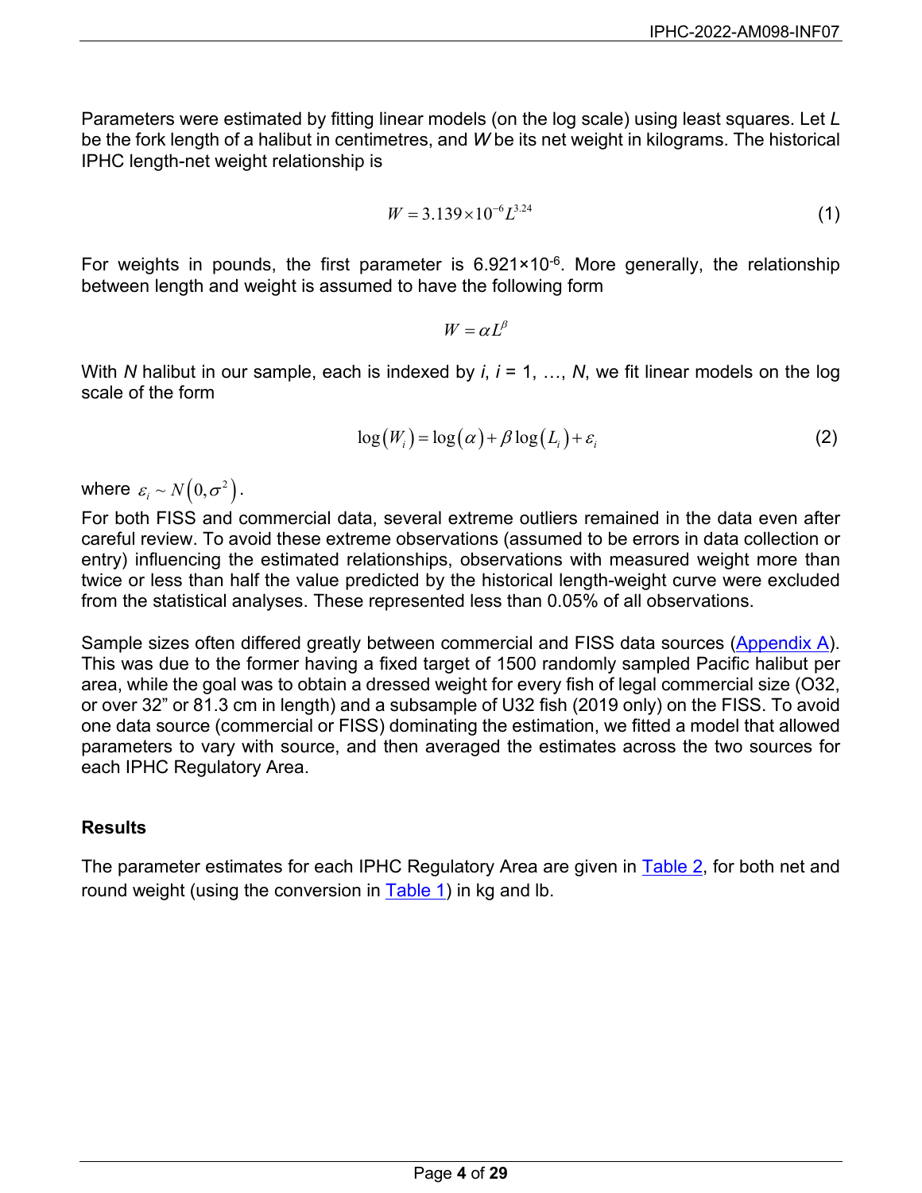Parameters were estimated by fitting linear models (on the log scale) using least squares. Let *L* be the fork length of a halibut in centimetres, and *W* be its net weight in kilograms. The historical IPHC length-net weight relationship is

$$W = 3.139 \times 10^{-6} L^{3.24} \tag{1}$$

For weights in pounds, the first parameter is $6.921 \times 10^{-6}$. More generally, the relationship between length and weight is assumed to have the following form

$$W = \alpha L^{\beta}$$

With *N* halibut in our sample, each is indexed by *i*, *i* = 1, …, *N*, we fit linear models on the log scale of the form

$$\log(W_i) = \log(\alpha) + \beta \log(L_i) + \varepsilon_i \tag{2}$$

where $\varepsilon_i \sim N(0, \sigma^2)$.

For both FISS and commercial data, several extreme outliers remained in the data even after careful review. To avoid these extreme observations (assumed to be errors in data collection or entry) influencing the estimated relationships, observations with measured weight more than twice or less than half the value predicted by the historical length-weight curve were excluded from the statistical analyses. These represented less than 0.05% of all observations.

Sample sizes often differed greatly between commercial and FISS data sources (Appendix A). This was due to the former having a fixed target of 1500 randomly sampled Pacific halibut per area, while the goal was to obtain a dressed weight for every fish of legal commercial size (O32, or over 32" or 81.3 cm in length) and a subsample of U32 fish (2019 only) on the FISS. To avoid one data source (commercial or FISS) dominating the estimation, we fitted a model that allowed parameters to vary with source, and then averaged the estimates across the two sources for each IPHC Regulatory Area.

### Results

The parameter estimates for each IPHC Regulatory Area are given in Table 2, for both net and round weight (using the conversion in Table 1) in kg and lb.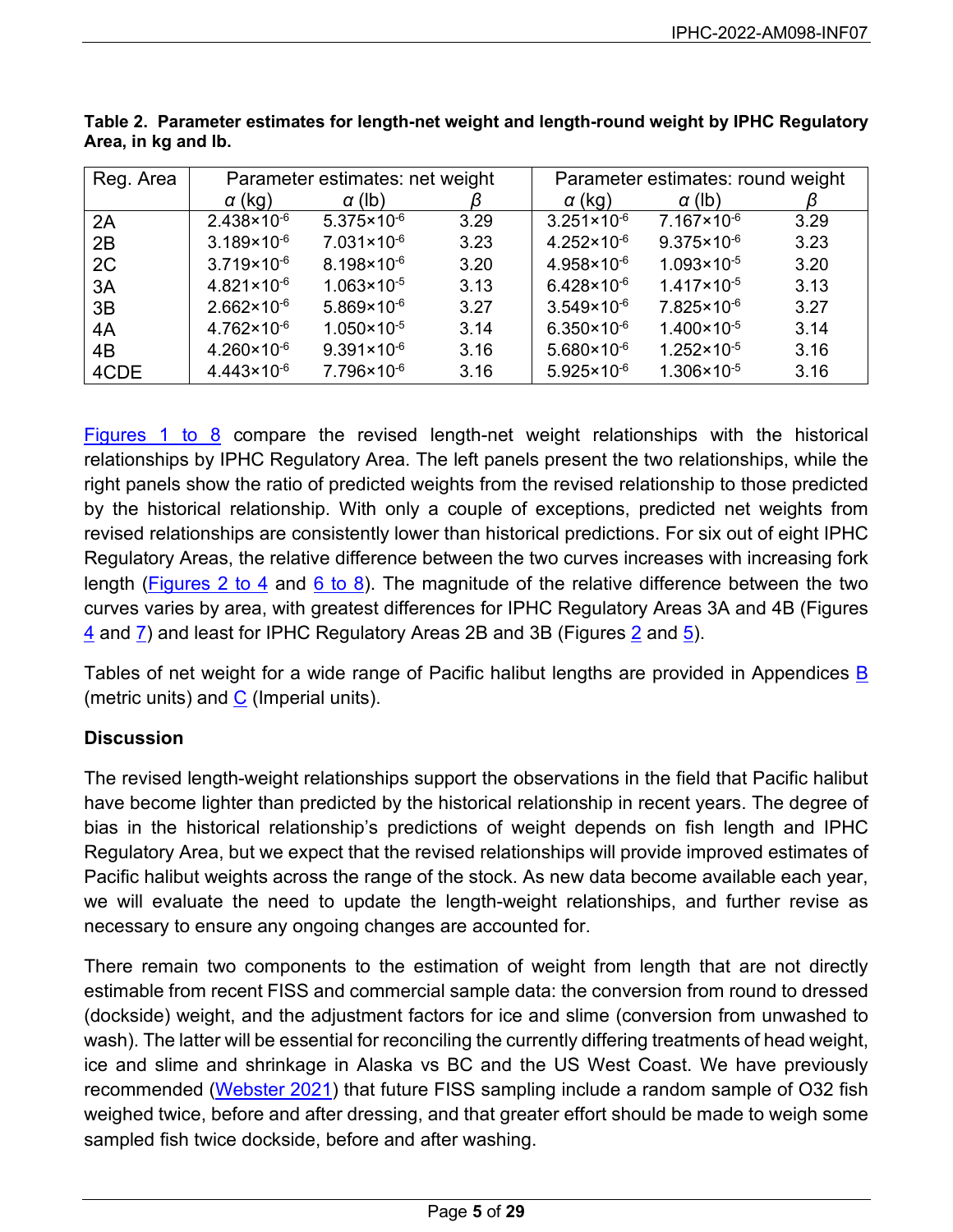**Table 2. Parameter estimates for length-net weight and length-round weight by IPHC Regulatory Area, in kg and lb.**

| Reg. Area | Parameter estimates: net weight | | | Parameter estimates: round weight | | |
|---|---|---|---|---|---|---|
| | $\alpha$ (kg) | $\alpha$ (lb) | $\beta$ | $\alpha$ (kg) | $\alpha$ (lb) | $\beta$ |
| 2A | $2.438\times10^{-6}$ | $5.375\times10^{-6}$ | 3.29 | $3.251\times10^{-6}$ | $7.167\times10^{-6}$ | 3.29 |
| 2B | $3.189\times10^{-6}$ | $7.031\times10^{-6}$ | 3.23 | $4.252\times10^{-6}$ | $9.375\times10^{-6}$ | 3.23 |
| 2C | $3.719\times10^{-6}$ | $8.198\times10^{-6}$ | 3.20 | $4.958\times10^{-6}$ | $1.093\times10^{-5}$ | 3.20 |
| 3A | $4.821\times10^{-6}$ | $1.063\times10^{-5}$ | 3.13 | $6.428\times10^{-6}$ | $1.417\times10^{-5}$ | 3.13 |
| 3B | $2.662\times10^{-6}$ | $5.869\times10^{-6}$ | 3.27 | $3.549\times10^{-6}$ | $7.825\times10^{-6}$ | 3.27 |
| 4A | $4.762\times10^{-6}$ | $1.050\times10^{-5}$ | 3.14 | $6.350\times10^{-6}$ | $1.400\times10^{-5}$ | 3.14 |
| 4B | $4.260\times10^{-6}$ | $9.391\times10^{-6}$ | 3.16 | $5.680\times10^{-6}$ | $1.252\times10^{-5}$ | 3.16 |
| 4CDE | $4.443\times10^{-6}$ | $7.796\times10^{-6}$ | 3.16 | $5.925\times10^{-6}$ | $1.306\times10^{-5}$ | 3.16 |

Figures 1 to 8 compare the revised length-net weight relationships with the historical relationships by IPHC Regulatory Area. The left panels present the two relationships, while the right panels show the ratio of predicted weights from the revised relationship to those predicted by the historical relationship. With only a couple of exceptions, predicted net weights from revised relationships are consistently lower than historical predictions. For six out of eight IPHC Regulatory Areas, the relative difference between the two curves increases with increasing fork length (Figures 2 to 4 and 6 to 8). The magnitude of the relative difference between the two curves varies by area, with greatest differences for IPHC Regulatory Areas 3A and 4B (Figures 4 and 7) and least for IPHC Regulatory Areas 2B and 3B (Figures 2 and 5).

Tables of net weight for a wide range of Pacific halibut lengths are provided in Appendices B (metric units) and C (Imperial units).

## Discussion

The revised length-weight relationships support the observations in the field that Pacific halibut have become lighter than predicted by the historical relationship in recent years. The degree of bias in the historical relationship's predictions of weight depends on fish length and IPHC Regulatory Area, but we expect that the revised relationships will provide improved estimates of Pacific halibut weights across the range of the stock. As new data become available each year, we will evaluate the need to update the length-weight relationships, and further revise as necessary to ensure any ongoing changes are accounted for.

There remain two components to the estimation of weight from length that are not directly estimable from recent FISS and commercial sample data: the conversion from round to dressed (dockside) weight, and the adjustment factors for ice and slime (conversion from unwashed to wash). The latter will be essential for reconciling the currently differing treatments of head weight, ice and slime and shrinkage in Alaska vs BC and the US West Coast. We have previously recommended (Webster 2021) that future FISS sampling include a random sample of O32 fish weighed twice, before and after dressing, and that greater effort should be made to weigh some sampled fish twice dockside, before and after washing.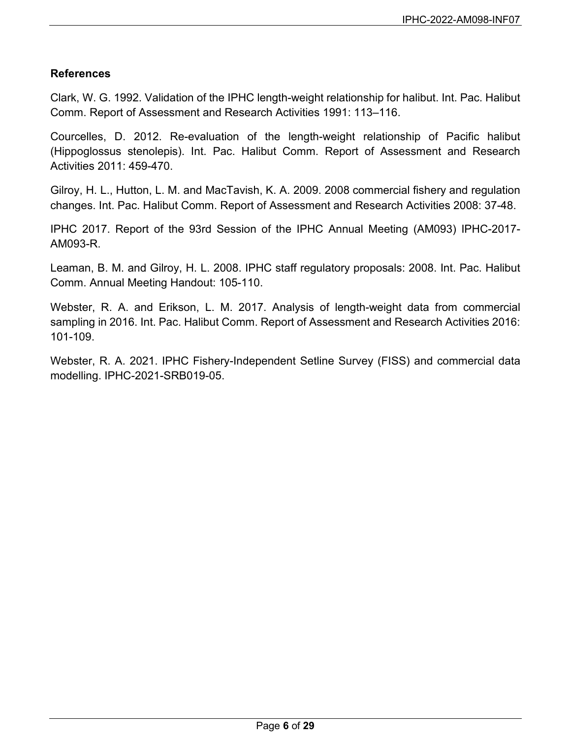**References**

Clark, W. G. 1992. Validation of the IPHC length-weight relationship for halibut. Int. Pac. Halibut Comm. Report of Assessment and Research Activities 1991: 113–116.

Courcelles, D. 2012. Re-evaluation of the length-weight relationship of Pacific halibut (Hippoglossus stenolepis). Int. Pac. Halibut Comm. Report of Assessment and Research Activities 2011: 459-470.

Gilroy, H. L., Hutton, L. M. and MacTavish, K. A. 2009. 2008 commercial fishery and regulation changes. Int. Pac. Halibut Comm. Report of Assessment and Research Activities 2008: 37-48.

IPHC 2017. Report of the 93rd Session of the IPHC Annual Meeting (AM093) IPHC-2017-AM093-R.

Leaman, B. M. and Gilroy, H. L. 2008. IPHC staff regulatory proposals: 2008. Int. Pac. Halibut Comm. Annual Meeting Handout: 105-110.

Webster, R. A. and Erikson, L. M. 2017. Analysis of length-weight data from commercial sampling in 2016. Int. Pac. Halibut Comm. Report of Assessment and Research Activities 2016: 101-109.

Webster, R. A. 2021. IPHC Fishery-Independent Setline Survey (FISS) and commercial data modelling. IPHC-2021-SRB019-05.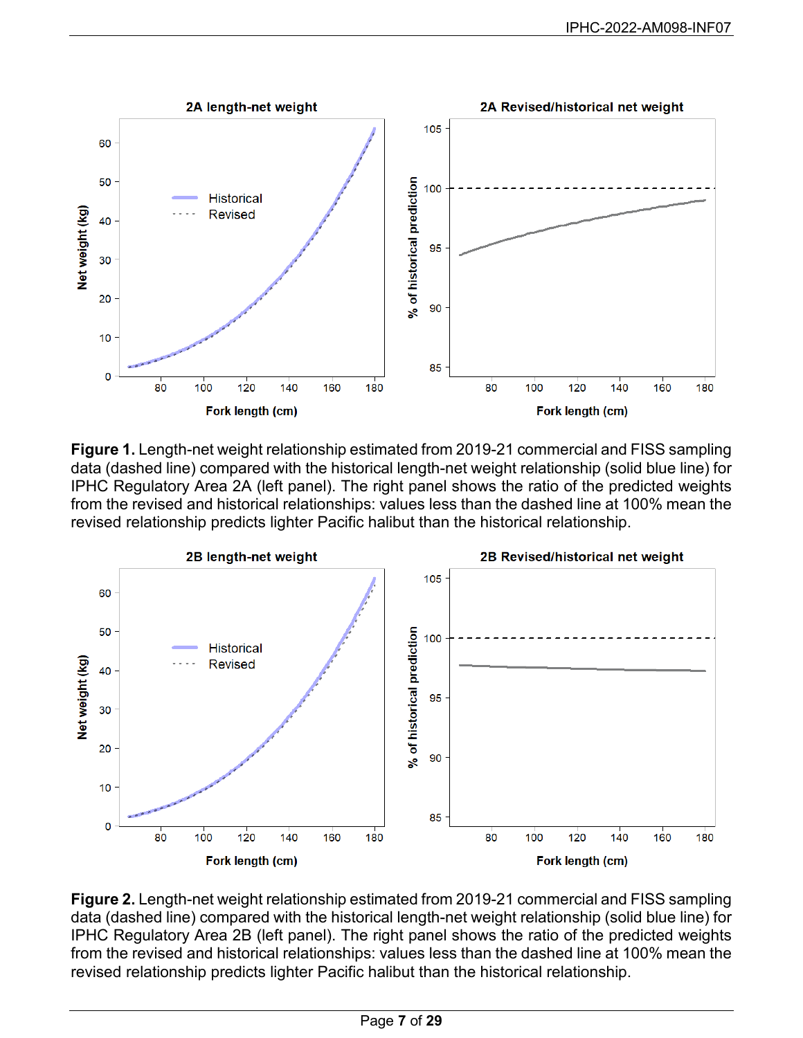**Figure 1.** Length-net weight relationship estimated from 2019-21 commercial and FISS sampling data (dashed line) compared with the historical length-net weight relationship (solid blue line) for IPHC Regulatory Area 2A (left panel). The right panel shows the ratio of the predicted weights from the revised and historical relationships: values less than the dashed line at 100% mean the revised relationship predicts lighter Pacific halibut than the historical relationship.

**Figure 2.** Length-net weight relationship estimated from 2019-21 commercial and FISS sampling data (dashed line) compared with the historical length-net weight relationship (solid blue line) for IPHC Regulatory Area 2B (left panel). The right panel shows the ratio of the predicted weights from the revised and historical relationships: values less than the dashed line at 100% mean the revised relationship predicts lighter Pacific halibut than the historical relationship.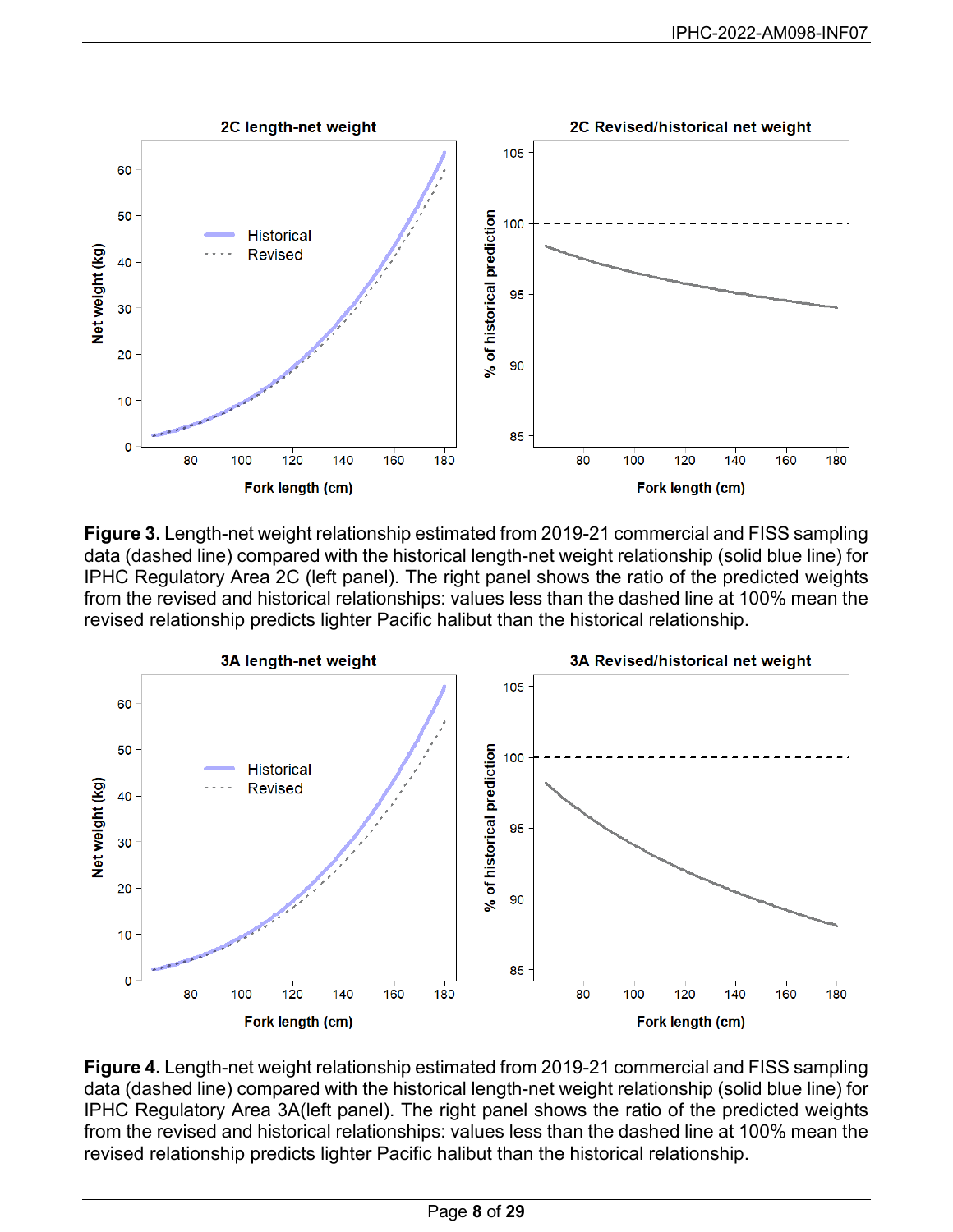**Figure 3.** Length-net weight relationship estimated from 2019-21 commercial and FISS sampling data (dashed line) compared with the historical length-net weight relationship (solid blue line) for IPHC Regulatory Area 2C (left panel). The right panel shows the ratio of the predicted weights from the revised and historical relationships: values less than the dashed line at 100% mean the revised relationship predicts lighter Pacific halibut than the historical relationship.

**Figure 4.** Length-net weight relationship estimated from 2019-21 commercial and FISS sampling data (dashed line) compared with the historical length-net weight relationship (solid blue line) for IPHC Regulatory Area 3A(left panel). The right panel shows the ratio of the predicted weights from the revised and historical relationships: values less than the dashed line at 100% mean the revised relationship predicts lighter Pacific halibut than the historical relationship.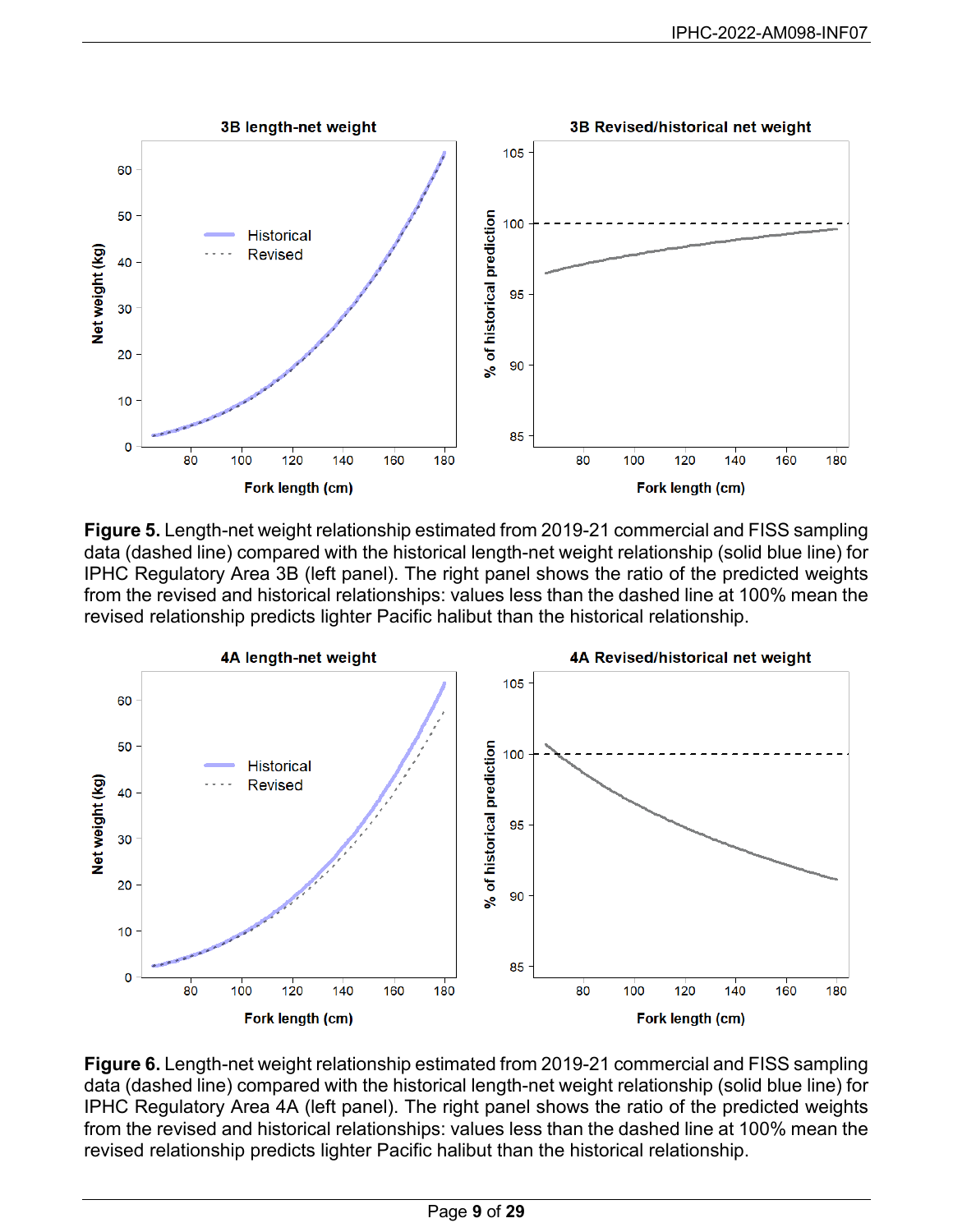**Figure 5.** Length-net weight relationship estimated from 2019-21 commercial and FISS sampling data (dashed line) compared with the historical length-net weight relationship (solid blue line) for IPHC Regulatory Area 3B (left panel). The right panel shows the ratio of the predicted weights from the revised and historical relationships: values less than the dashed line at 100% mean the revised relationship predicts lighter Pacific halibut than the historical relationship.

**Figure 6.** Length-net weight relationship estimated from 2019-21 commercial and FISS sampling data (dashed line) compared with the historical length-net weight relationship (solid blue line) for IPHC Regulatory Area 4A (left panel). The right panel shows the ratio of the predicted weights from the revised and historical relationships: values less than the dashed line at 100% mean the revised relationship predicts lighter Pacific halibut than the historical relationship.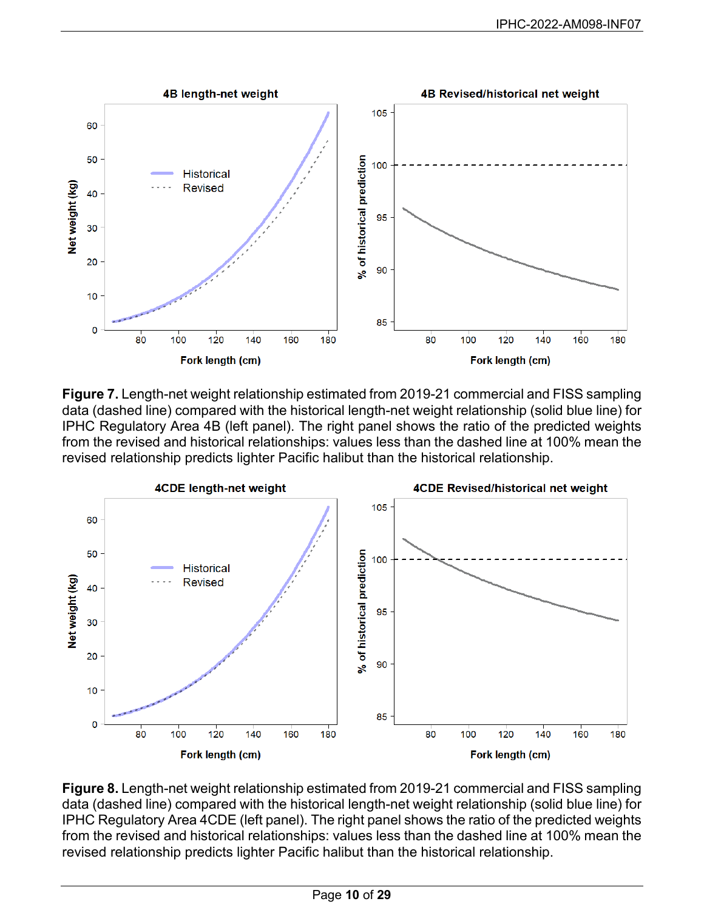**Figure 7.** Length-net weight relationship estimated from 2019-21 commercial and FISS sampling data (dashed line) compared with the historical length-net weight relationship (solid blue line) for IPHC Regulatory Area 4B (left panel). The right panel shows the ratio of the predicted weights from the revised and historical relationships: values less than the dashed line at 100% mean the revised relationship predicts lighter Pacific halibut than the historical relationship.

**Figure 8.** Length-net weight relationship estimated from 2019-21 commercial and FISS sampling data (dashed line) compared with the historical length-net weight relationship (solid blue line) for IPHC Regulatory Area 4CDE (left panel). The right panel shows the ratio of the predicted weights from the revised and historical relationships: values less than the dashed line at 100% mean the revised relationship predicts lighter Pacific halibut than the historical relationship.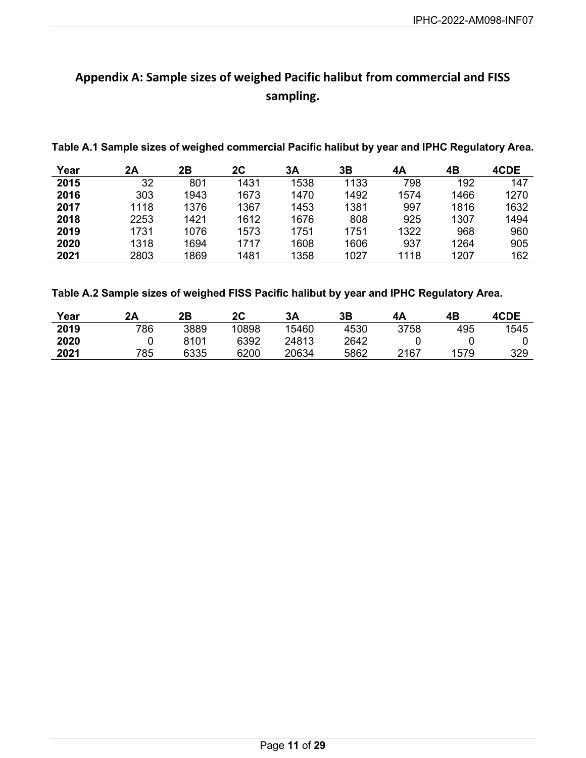## Appendix A: Sample sizes of weighed Pacific halibut from commercial and FISS sampling.

**Table A.1 Sample sizes of weighed commercial Pacific halibut by year and IPHC Regulatory Area.**

| Year | 2A | 2B | 2C | 3A | 3B | 4A | 4B | 4CDE |
|---|---|---|---|---|---|---|---|---|
| **2015** | 32 | 801 | 1431 | 1538 | 1133 | 798 | 192 | 147 |
| **2016** | 303 | 1943 | 1673 | 1470 | 1492 | 1574 | 1466 | 1270 |
| **2017** | 1118 | 1376 | 1367 | 1453 | 1381 | 997 | 1816 | 1632 |
| **2018** | 2253 | 1421 | 1612 | 1676 | 808 | 925 | 1307 | 1494 |
| **2019** | 1731 | 1076 | 1573 | 1751 | 1751 | 1322 | 968 | 960 |
| **2020** | 1318 | 1694 | 1717 | 1608 | 1606 | 937 | 1264 | 905 |
| **2021** | 2803 | 1869 | 1481 | 1358 | 1027 | 1118 | 1207 | 162 |

**Table A.2 Sample sizes of weighed FISS Pacific halibut by year and IPHC Regulatory Area.**

| Year | 2A | 2B | 2C | 3A | 3B | 4A | 4B | 4CDE |
|---|---|---|---|---|---|---|---|---|
| **2019** | 786 | 3889 | 10898 | 15460 | 4530 | 3758 | 495 | 1545 |
| **2020** | 0 | 8101 | 6392 | 24813 | 2642 | 0 | 0 | 0 |
| **2021** | 785 | 6335 | 6200 | 20634 | 5862 | 2167 | 1579 | 329 |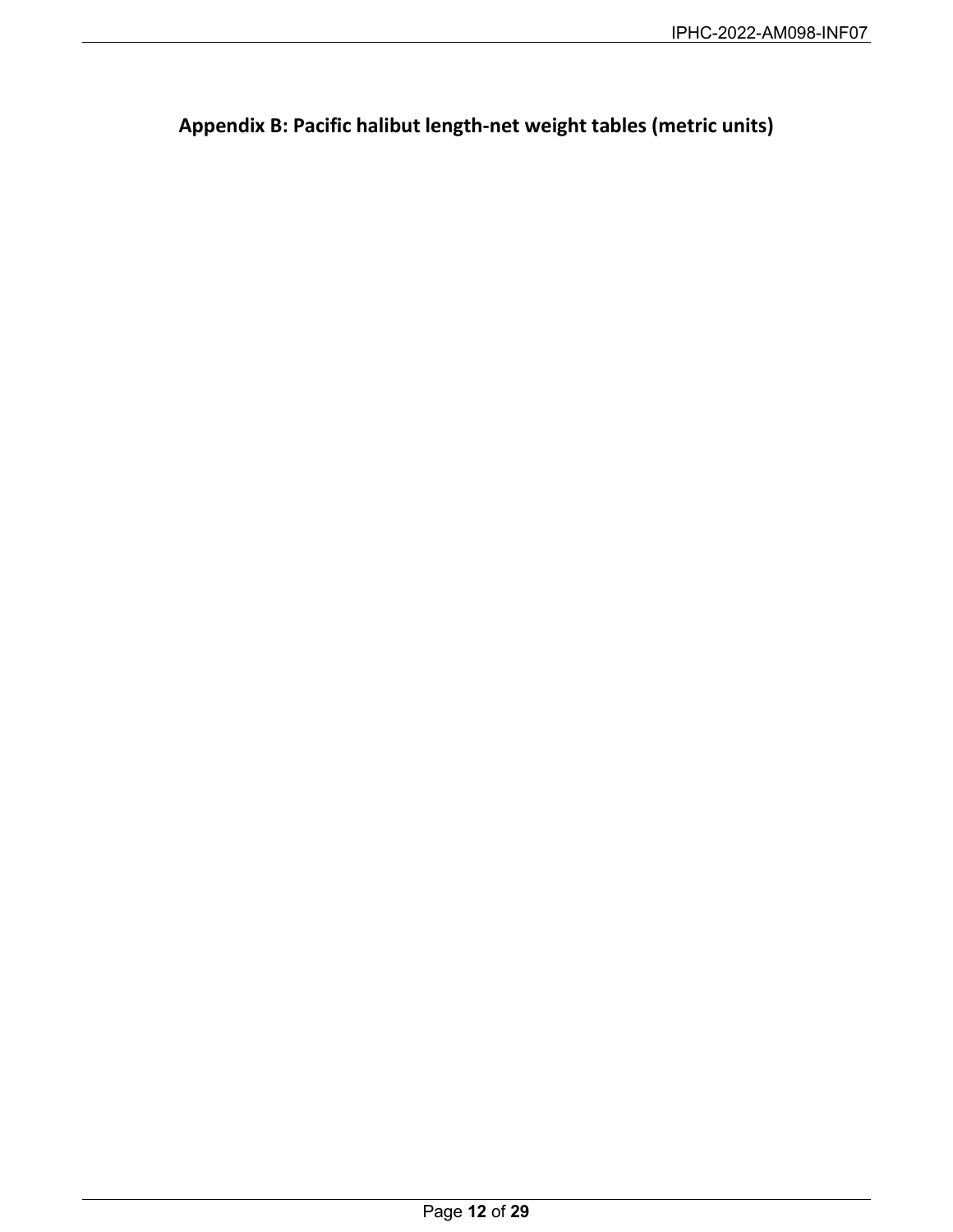## Appendix B: Pacific halibut length-net weight tables (metric units)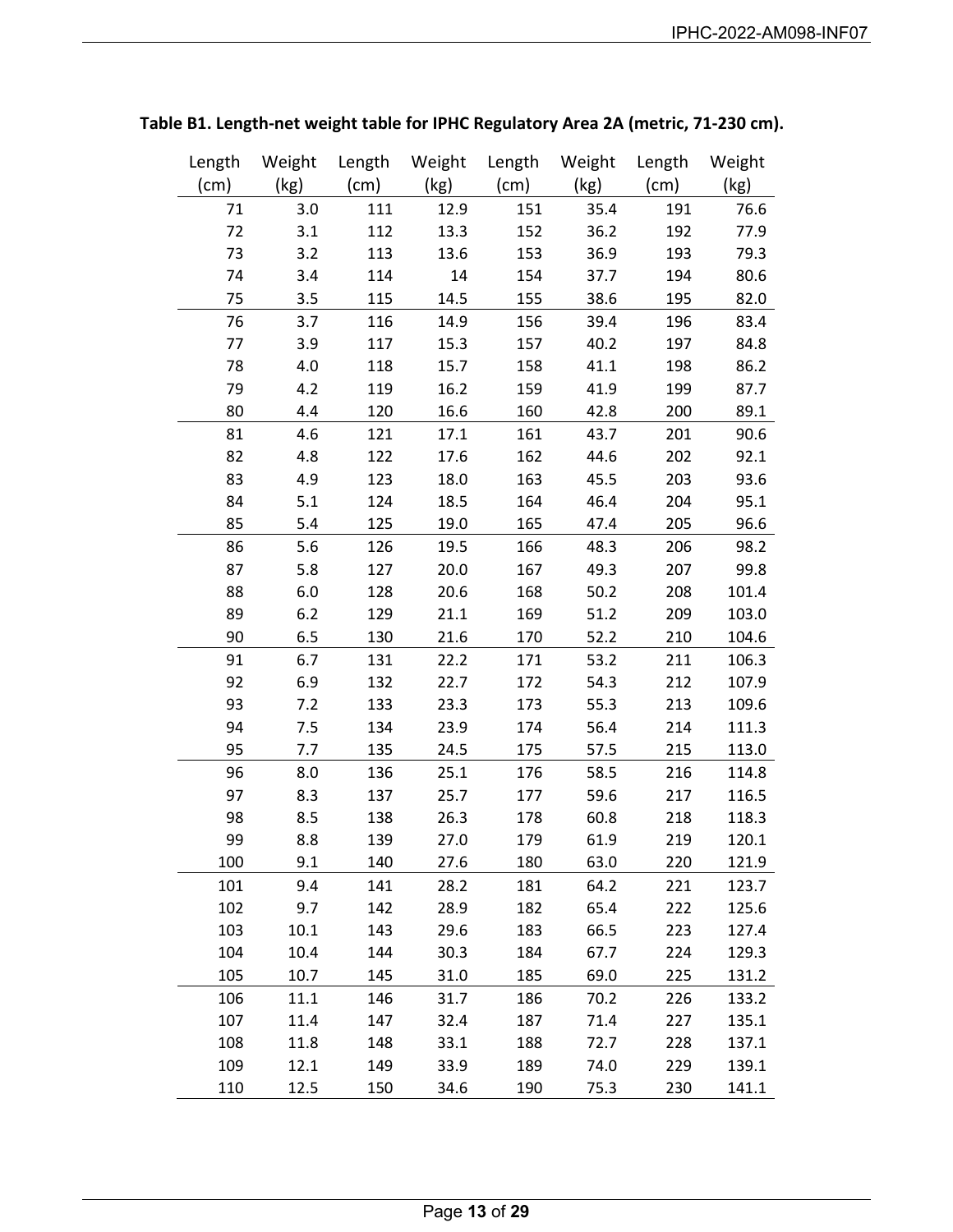**Table B1. Length-net weight table for IPHC Regulatory Area 2A (metric, 71-230 cm).**

| Length (cm) | Weight (kg) | Length (cm) | Weight (kg) | Length (cm) | Weight (kg) | Length (cm) | Weight (kg) |
|---|---|---|---|---|---|---|---|
| 71 | 3.0 | 111 | 12.9 | 151 | 35.4 | 191 | 76.6 |
| 72 | 3.1 | 112 | 13.3 | 152 | 36.2 | 192 | 77.9 |
| 73 | 3.2 | 113 | 13.6 | 153 | 36.9 | 193 | 79.3 |
| 74 | 3.4 | 114 | 14 | 154 | 37.7 | 194 | 80.6 |
| 75 | 3.5 | 115 | 14.5 | 155 | 38.6 | 195 | 82.0 |
| 76 | 3.7 | 116 | 14.9 | 156 | 39.4 | 196 | 83.4 |
| 77 | 3.9 | 117 | 15.3 | 157 | 40.2 | 197 | 84.8 |
| 78 | 4.0 | 118 | 15.7 | 158 | 41.1 | 198 | 86.2 |
| 79 | 4.2 | 119 | 16.2 | 159 | 41.9 | 199 | 87.7 |
| 80 | 4.4 | 120 | 16.6 | 160 | 42.8 | 200 | 89.1 |
| 81 | 4.6 | 121 | 17.1 | 161 | 43.7 | 201 | 90.6 |
| 82 | 4.8 | 122 | 17.6 | 162 | 44.6 | 202 | 92.1 |
| 83 | 4.9 | 123 | 18.0 | 163 | 45.5 | 203 | 93.6 |
| 84 | 5.1 | 124 | 18.5 | 164 | 46.4 | 204 | 95.1 |
| 85 | 5.4 | 125 | 19.0 | 165 | 47.4 | 205 | 96.6 |
| 86 | 5.6 | 126 | 19.5 | 166 | 48.3 | 206 | 98.2 |
| 87 | 5.8 | 127 | 20.0 | 167 | 49.3 | 207 | 99.8 |
| 88 | 6.0 | 128 | 20.6 | 168 | 50.2 | 208 | 101.4 |
| 89 | 6.2 | 129 | 21.1 | 169 | 51.2 | 209 | 103.0 |
| 90 | 6.5 | 130 | 21.6 | 170 | 52.2 | 210 | 104.6 |
| 91 | 6.7 | 131 | 22.2 | 171 | 53.2 | 211 | 106.3 |
| 92 | 6.9 | 132 | 22.7 | 172 | 54.3 | 212 | 107.9 |
| 93 | 7.2 | 133 | 23.3 | 173 | 55.3 | 213 | 109.6 |
| 94 | 7.5 | 134 | 23.9 | 174 | 56.4 | 214 | 111.3 |
| 95 | 7.7 | 135 | 24.5 | 175 | 57.5 | 215 | 113.0 |
| 96 | 8.0 | 136 | 25.1 | 176 | 58.5 | 216 | 114.8 |
| 97 | 8.3 | 137 | 25.7 | 177 | 59.6 | 217 | 116.5 |
| 98 | 8.5 | 138 | 26.3 | 178 | 60.8 | 218 | 118.3 |
| 99 | 8.8 | 139 | 27.0 | 179 | 61.9 | 219 | 120.1 |
| 100 | 9.1 | 140 | 27.6 | 180 | 63.0 | 220 | 121.9 |
| 101 | 9.4 | 141 | 28.2 | 181 | 64.2 | 221 | 123.7 |
| 102 | 9.7 | 142 | 28.9 | 182 | 65.4 | 222 | 125.6 |
| 103 | 10.1 | 143 | 29.6 | 183 | 66.5 | 223 | 127.4 |
| 104 | 10.4 | 144 | 30.3 | 184 | 67.7 | 224 | 129.3 |
| 105 | 10.7 | 145 | 31.0 | 185 | 69.0 | 225 | 131.2 |
| 106 | 11.1 | 146 | 31.7 | 186 | 70.2 | 226 | 133.2 |
| 107 | 11.4 | 147 | 32.4 | 187 | 71.4 | 227 | 135.1 |
| 108 | 11.8 | 148 | 33.1 | 188 | 72.7 | 228 | 137.1 |
| 109 | 12.1 | 149 | 33.9 | 189 | 74.0 | 229 | 139.1 |
| 110 | 12.5 | 150 | 34.6 | 190 | 75.3 | 230 | 141.1 |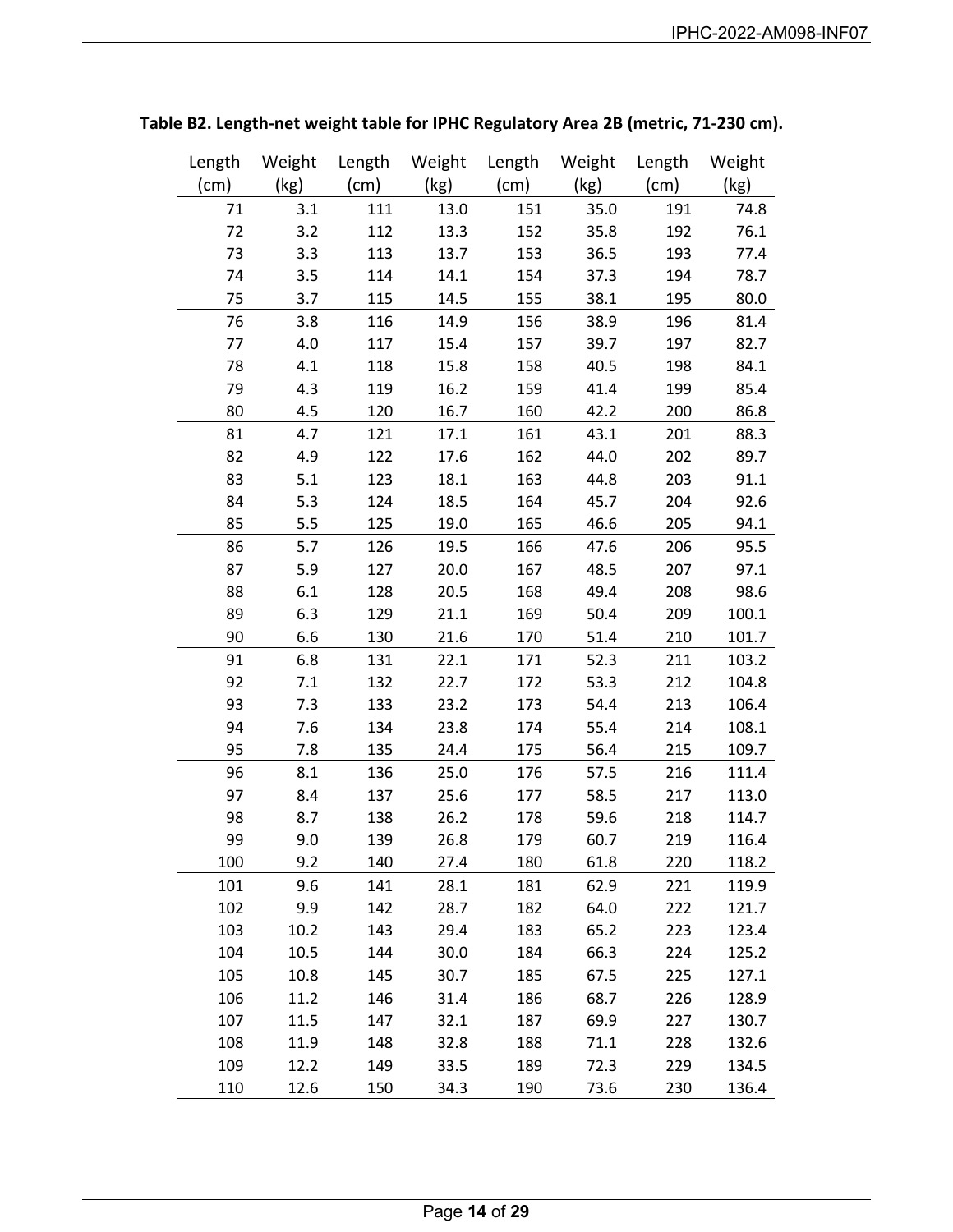**Table B2. Length-net weight table for IPHC Regulatory Area 2B (metric, 71-230 cm).**

| Length (cm) | Weight (kg) | Length (cm) | Weight (kg) | Length (cm) | Weight (kg) | Length (cm) | Weight (kg) |
|---|---|---|---|---|---|---|---|
| 71 | 3.1 | 111 | 13.0 | 151 | 35.0 | 191 | 74.8 |
| 72 | 3.2 | 112 | 13.3 | 152 | 35.8 | 192 | 76.1 |
| 73 | 3.3 | 113 | 13.7 | 153 | 36.5 | 193 | 77.4 |
| 74 | 3.5 | 114 | 14.1 | 154 | 37.3 | 194 | 78.7 |
| 75 | 3.7 | 115 | 14.5 | 155 | 38.1 | 195 | 80.0 |
| 76 | 3.8 | 116 | 14.9 | 156 | 38.9 | 196 | 81.4 |
| 77 | 4.0 | 117 | 15.4 | 157 | 39.7 | 197 | 82.7 |
| 78 | 4.1 | 118 | 15.8 | 158 | 40.5 | 198 | 84.1 |
| 79 | 4.3 | 119 | 16.2 | 159 | 41.4 | 199 | 85.4 |
| 80 | 4.5 | 120 | 16.7 | 160 | 42.2 | 200 | 86.8 |
| 81 | 4.7 | 121 | 17.1 | 161 | 43.1 | 201 | 88.3 |
| 82 | 4.9 | 122 | 17.6 | 162 | 44.0 | 202 | 89.7 |
| 83 | 5.1 | 123 | 18.1 | 163 | 44.8 | 203 | 91.1 |
| 84 | 5.3 | 124 | 18.5 | 164 | 45.7 | 204 | 92.6 |
| 85 | 5.5 | 125 | 19.0 | 165 | 46.6 | 205 | 94.1 |
| 86 | 5.7 | 126 | 19.5 | 166 | 47.6 | 206 | 95.5 |
| 87 | 5.9 | 127 | 20.0 | 167 | 48.5 | 207 | 97.1 |
| 88 | 6.1 | 128 | 20.5 | 168 | 49.4 | 208 | 98.6 |
| 89 | 6.3 | 129 | 21.1 | 169 | 50.4 | 209 | 100.1 |
| 90 | 6.6 | 130 | 21.6 | 170 | 51.4 | 210 | 101.7 |
| 91 | 6.8 | 131 | 22.1 | 171 | 52.3 | 211 | 103.2 |
| 92 | 7.1 | 132 | 22.7 | 172 | 53.3 | 212 | 104.8 |
| 93 | 7.3 | 133 | 23.2 | 173 | 54.4 | 213 | 106.4 |
| 94 | 7.6 | 134 | 23.8 | 174 | 55.4 | 214 | 108.1 |
| 95 | 7.8 | 135 | 24.4 | 175 | 56.4 | 215 | 109.7 |
| 96 | 8.1 | 136 | 25.0 | 176 | 57.5 | 216 | 111.4 |
| 97 | 8.4 | 137 | 25.6 | 177 | 58.5 | 217 | 113.0 |
| 98 | 8.7 | 138 | 26.2 | 178 | 59.6 | 218 | 114.7 |
| 99 | 9.0 | 139 | 26.8 | 179 | 60.7 | 219 | 116.4 |
| 100 | 9.2 | 140 | 27.4 | 180 | 61.8 | 220 | 118.2 |
| 101 | 9.6 | 141 | 28.1 | 181 | 62.9 | 221 | 119.9 |
| 102 | 9.9 | 142 | 28.7 | 182 | 64.0 | 222 | 121.7 |
| 103 | 10.2 | 143 | 29.4 | 183 | 65.2 | 223 | 123.4 |
| 104 | 10.5 | 144 | 30.0 | 184 | 66.3 | 224 | 125.2 |
| 105 | 10.8 | 145 | 30.7 | 185 | 67.5 | 225 | 127.1 |
| 106 | 11.2 | 146 | 31.4 | 186 | 68.7 | 226 | 128.9 |
| 107 | 11.5 | 147 | 32.1 | 187 | 69.9 | 227 | 130.7 |
| 108 | 11.9 | 148 | 32.8 | 188 | 71.1 | 228 | 132.6 |
| 109 | 12.2 | 149 | 33.5 | 189 | 72.3 | 229 | 134.5 |
| 110 | 12.6 | 150 | 34.3 | 190 | 73.6 | 230 | 136.4 |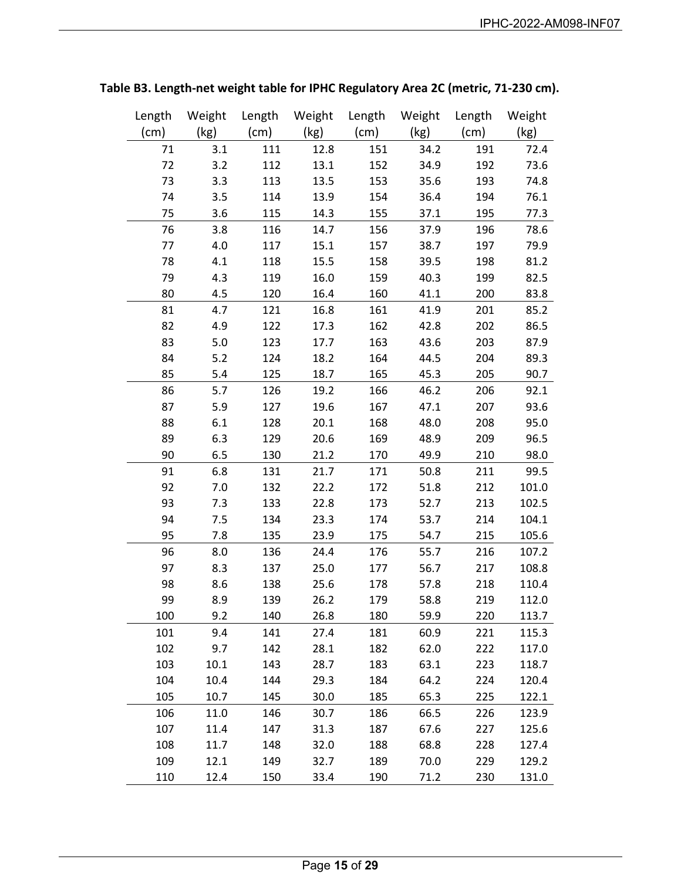**Table B3. Length-net weight table for IPHC Regulatory Area 2C (metric, 71-230 cm).**

| Length (cm) | Weight (kg) | Length (cm) | Weight (kg) | Length (cm) | Weight (kg) | Length (cm) | Weight (kg) |
|---|---|---|---|---|---|---|---|
| 71 | 3.1 | 111 | 12.8 | 151 | 34.2 | 191 | 72.4 |
| 72 | 3.2 | 112 | 13.1 | 152 | 34.9 | 192 | 73.6 |
| 73 | 3.3 | 113 | 13.5 | 153 | 35.6 | 193 | 74.8 |
| 74 | 3.5 | 114 | 13.9 | 154 | 36.4 | 194 | 76.1 |
| 75 | 3.6 | 115 | 14.3 | 155 | 37.1 | 195 | 77.3 |
| 76 | 3.8 | 116 | 14.7 | 156 | 37.9 | 196 | 78.6 |
| 77 | 4.0 | 117 | 15.1 | 157 | 38.7 | 197 | 79.9 |
| 78 | 4.1 | 118 | 15.5 | 158 | 39.5 | 198 | 81.2 |
| 79 | 4.3 | 119 | 16.0 | 159 | 40.3 | 199 | 82.5 |
| 80 | 4.5 | 120 | 16.4 | 160 | 41.1 | 200 | 83.8 |
| 81 | 4.7 | 121 | 16.8 | 161 | 41.9 | 201 | 85.2 |
| 82 | 4.9 | 122 | 17.3 | 162 | 42.8 | 202 | 86.5 |
| 83 | 5.0 | 123 | 17.7 | 163 | 43.6 | 203 | 87.9 |
| 84 | 5.2 | 124 | 18.2 | 164 | 44.5 | 204 | 89.3 |
| 85 | 5.4 | 125 | 18.7 | 165 | 45.3 | 205 | 90.7 |
| 86 | 5.7 | 126 | 19.2 | 166 | 46.2 | 206 | 92.1 |
| 87 | 5.9 | 127 | 19.6 | 167 | 47.1 | 207 | 93.6 |
| 88 | 6.1 | 128 | 20.1 | 168 | 48.0 | 208 | 95.0 |
| 89 | 6.3 | 129 | 20.6 | 169 | 48.9 | 209 | 96.5 |
| 90 | 6.5 | 130 | 21.2 | 170 | 49.9 | 210 | 98.0 |
| 91 | 6.8 | 131 | 21.7 | 171 | 50.8 | 211 | 99.5 |
| 92 | 7.0 | 132 | 22.2 | 172 | 51.8 | 212 | 101.0 |
| 93 | 7.3 | 133 | 22.8 | 173 | 52.7 | 213 | 102.5 |
| 94 | 7.5 | 134 | 23.3 | 174 | 53.7 | 214 | 104.1 |
| 95 | 7.8 | 135 | 23.9 | 175 | 54.7 | 215 | 105.6 |
| 96 | 8.0 | 136 | 24.4 | 176 | 55.7 | 216 | 107.2 |
| 97 | 8.3 | 137 | 25.0 | 177 | 56.7 | 217 | 108.8 |
| 98 | 8.6 | 138 | 25.6 | 178 | 57.8 | 218 | 110.4 |
| 99 | 8.9 | 139 | 26.2 | 179 | 58.8 | 219 | 112.0 |
| 100 | 9.2 | 140 | 26.8 | 180 | 59.9 | 220 | 113.7 |
| 101 | 9.4 | 141 | 27.4 | 181 | 60.9 | 221 | 115.3 |
| 102 | 9.7 | 142 | 28.1 | 182 | 62.0 | 222 | 117.0 |
| 103 | 10.1 | 143 | 28.7 | 183 | 63.1 | 223 | 118.7 |
| 104 | 10.4 | 144 | 29.3 | 184 | 64.2 | 224 | 120.4 |
| 105 | 10.7 | 145 | 30.0 | 185 | 65.3 | 225 | 122.1 |
| 106 | 11.0 | 146 | 30.7 | 186 | 66.5 | 226 | 123.9 |
| 107 | 11.4 | 147 | 31.3 | 187 | 67.6 | 227 | 125.6 |
| 108 | 11.7 | 148 | 32.0 | 188 | 68.8 | 228 | 127.4 |
| 109 | 12.1 | 149 | 32.7 | 189 | 70.0 | 229 | 129.2 |
| 110 | 12.4 | 150 | 33.4 | 190 | 71.2 | 230 | 131.0 |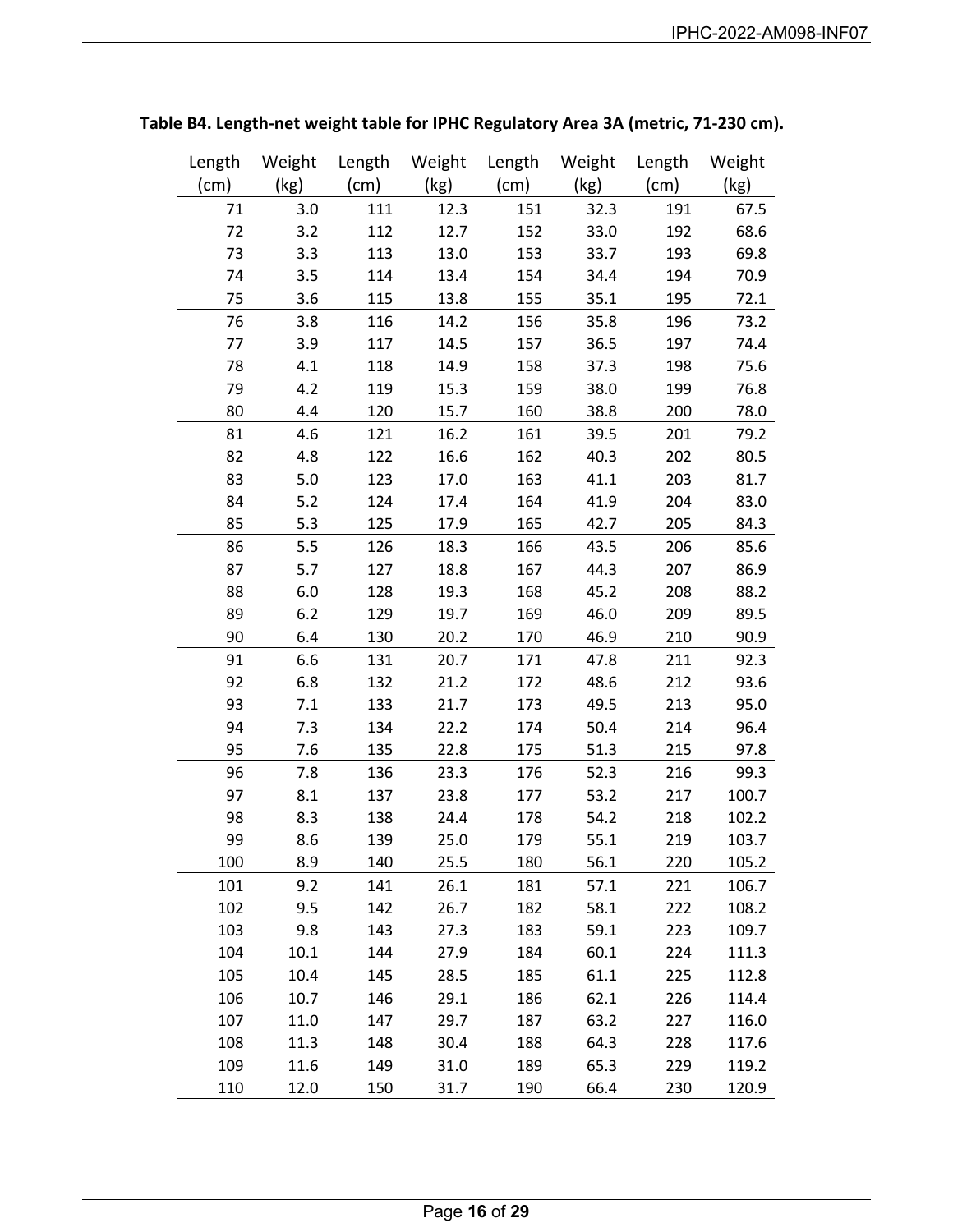**Table B4. Length-net weight table for IPHC Regulatory Area 3A (metric, 71-230 cm).**

| Length (cm) | Weight (kg) | Length (cm) | Weight (kg) | Length (cm) | Weight (kg) | Length (cm) | Weight (kg) |
|---|---|---|---|---|---|---|---|
| 71 | 3.0 | 111 | 12.3 | 151 | 32.3 | 191 | 67.5 |
| 72 | 3.2 | 112 | 12.7 | 152 | 33.0 | 192 | 68.6 |
| 73 | 3.3 | 113 | 13.0 | 153 | 33.7 | 193 | 69.8 |
| 74 | 3.5 | 114 | 13.4 | 154 | 34.4 | 194 | 70.9 |
| 75 | 3.6 | 115 | 13.8 | 155 | 35.1 | 195 | 72.1 |
| 76 | 3.8 | 116 | 14.2 | 156 | 35.8 | 196 | 73.2 |
| 77 | 3.9 | 117 | 14.5 | 157 | 36.5 | 197 | 74.4 |
| 78 | 4.1 | 118 | 14.9 | 158 | 37.3 | 198 | 75.6 |
| 79 | 4.2 | 119 | 15.3 | 159 | 38.0 | 199 | 76.8 |
| 80 | 4.4 | 120 | 15.7 | 160 | 38.8 | 200 | 78.0 |
| 81 | 4.6 | 121 | 16.2 | 161 | 39.5 | 201 | 79.2 |
| 82 | 4.8 | 122 | 16.6 | 162 | 40.3 | 202 | 80.5 |
| 83 | 5.0 | 123 | 17.0 | 163 | 41.1 | 203 | 81.7 |
| 84 | 5.2 | 124 | 17.4 | 164 | 41.9 | 204 | 83.0 |
| 85 | 5.3 | 125 | 17.9 | 165 | 42.7 | 205 | 84.3 |
| 86 | 5.5 | 126 | 18.3 | 166 | 43.5 | 206 | 85.6 |
| 87 | 5.7 | 127 | 18.8 | 167 | 44.3 | 207 | 86.9 |
| 88 | 6.0 | 128 | 19.3 | 168 | 45.2 | 208 | 88.2 |
| 89 | 6.2 | 129 | 19.7 | 169 | 46.0 | 209 | 89.5 |
| 90 | 6.4 | 130 | 20.2 | 170 | 46.9 | 210 | 90.9 |
| 91 | 6.6 | 131 | 20.7 | 171 | 47.8 | 211 | 92.3 |
| 92 | 6.8 | 132 | 21.2 | 172 | 48.6 | 212 | 93.6 |
| 93 | 7.1 | 133 | 21.7 | 173 | 49.5 | 213 | 95.0 |
| 94 | 7.3 | 134 | 22.2 | 174 | 50.4 | 214 | 96.4 |
| 95 | 7.6 | 135 | 22.8 | 175 | 51.3 | 215 | 97.8 |
| 96 | 7.8 | 136 | 23.3 | 176 | 52.3 | 216 | 99.3 |
| 97 | 8.1 | 137 | 23.8 | 177 | 53.2 | 217 | 100.7 |
| 98 | 8.3 | 138 | 24.4 | 178 | 54.2 | 218 | 102.2 |
| 99 | 8.6 | 139 | 25.0 | 179 | 55.1 | 219 | 103.7 |
| 100 | 8.9 | 140 | 25.5 | 180 | 56.1 | 220 | 105.2 |
| 101 | 9.2 | 141 | 26.1 | 181 | 57.1 | 221 | 106.7 |
| 102 | 9.5 | 142 | 26.7 | 182 | 58.1 | 222 | 108.2 |
| 103 | 9.8 | 143 | 27.3 | 183 | 59.1 | 223 | 109.7 |
| 104 | 10.1 | 144 | 27.9 | 184 | 60.1 | 224 | 111.3 |
| 105 | 10.4 | 145 | 28.5 | 185 | 61.1 | 225 | 112.8 |
| 106 | 10.7 | 146 | 29.1 | 186 | 62.1 | 226 | 114.4 |
| 107 | 11.0 | 147 | 29.7 | 187 | 63.2 | 227 | 116.0 |
| 108 | 11.3 | 148 | 30.4 | 188 | 64.3 | 228 | 117.6 |
| 109 | 11.6 | 149 | 31.0 | 189 | 65.3 | 229 | 119.2 |
| 110 | 12.0 | 150 | 31.7 | 190 | 66.4 | 230 | 120.9 |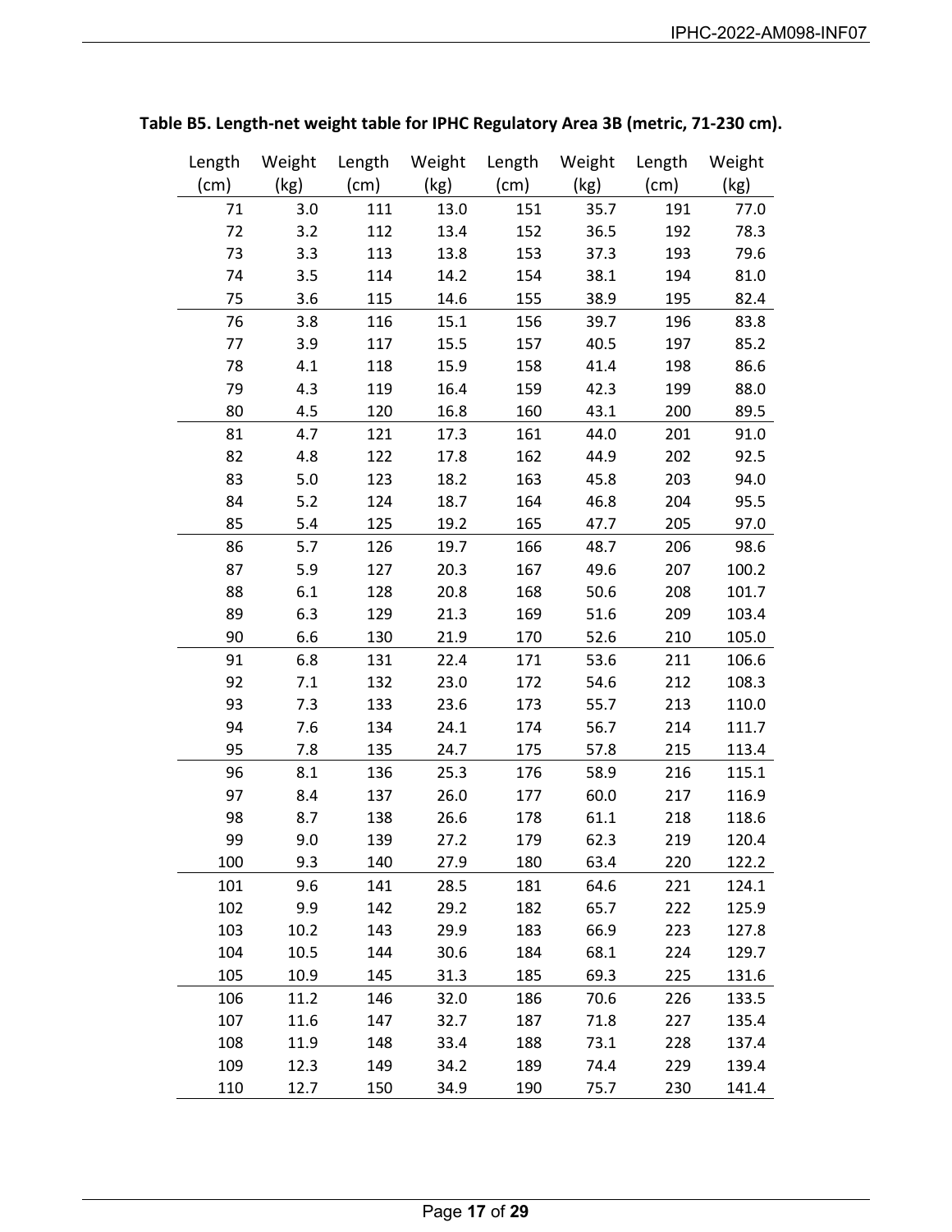**Table B5. Length-net weight table for IPHC Regulatory Area 3B (metric, 71-230 cm).**

| Length (cm) | Weight (kg) | Length (cm) | Weight (kg) | Length (cm) | Weight (kg) | Length (cm) | Weight (kg) |
|---|---|---|---|---|---|---|---|
| 71 | 3.0 | 111 | 13.0 | 151 | 35.7 | 191 | 77.0 |
| 72 | 3.2 | 112 | 13.4 | 152 | 36.5 | 192 | 78.3 |
| 73 | 3.3 | 113 | 13.8 | 153 | 37.3 | 193 | 79.6 |
| 74 | 3.5 | 114 | 14.2 | 154 | 38.1 | 194 | 81.0 |
| 75 | 3.6 | 115 | 14.6 | 155 | 38.9 | 195 | 82.4 |
| 76 | 3.8 | 116 | 15.1 | 156 | 39.7 | 196 | 83.8 |
| 77 | 3.9 | 117 | 15.5 | 157 | 40.5 | 197 | 85.2 |
| 78 | 4.1 | 118 | 15.9 | 158 | 41.4 | 198 | 86.6 |
| 79 | 4.3 | 119 | 16.4 | 159 | 42.3 | 199 | 88.0 |
| 80 | 4.5 | 120 | 16.8 | 160 | 43.1 | 200 | 89.5 |
| 81 | 4.7 | 121 | 17.3 | 161 | 44.0 | 201 | 91.0 |
| 82 | 4.8 | 122 | 17.8 | 162 | 44.9 | 202 | 92.5 |
| 83 | 5.0 | 123 | 18.2 | 163 | 45.8 | 203 | 94.0 |
| 84 | 5.2 | 124 | 18.7 | 164 | 46.8 | 204 | 95.5 |
| 85 | 5.4 | 125 | 19.2 | 165 | 47.7 | 205 | 97.0 |
| 86 | 5.7 | 126 | 19.7 | 166 | 48.7 | 206 | 98.6 |
| 87 | 5.9 | 127 | 20.3 | 167 | 49.6 | 207 | 100.2 |
| 88 | 6.1 | 128 | 20.8 | 168 | 50.6 | 208 | 101.7 |
| 89 | 6.3 | 129 | 21.3 | 169 | 51.6 | 209 | 103.4 |
| 90 | 6.6 | 130 | 21.9 | 170 | 52.6 | 210 | 105.0 |
| 91 | 6.8 | 131 | 22.4 | 171 | 53.6 | 211 | 106.6 |
| 92 | 7.1 | 132 | 23.0 | 172 | 54.6 | 212 | 108.3 |
| 93 | 7.3 | 133 | 23.6 | 173 | 55.7 | 213 | 110.0 |
| 94 | 7.6 | 134 | 24.1 | 174 | 56.7 | 214 | 111.7 |
| 95 | 7.8 | 135 | 24.7 | 175 | 57.8 | 215 | 113.4 |
| 96 | 8.1 | 136 | 25.3 | 176 | 58.9 | 216 | 115.1 |
| 97 | 8.4 | 137 | 26.0 | 177 | 60.0 | 217 | 116.9 |
| 98 | 8.7 | 138 | 26.6 | 178 | 61.1 | 218 | 118.6 |
| 99 | 9.0 | 139 | 27.2 | 179 | 62.3 | 219 | 120.4 |
| 100 | 9.3 | 140 | 27.9 | 180 | 63.4 | 220 | 122.2 |
| 101 | 9.6 | 141 | 28.5 | 181 | 64.6 | 221 | 124.1 |
| 102 | 9.9 | 142 | 29.2 | 182 | 65.7 | 222 | 125.9 |
| 103 | 10.2 | 143 | 29.9 | 183 | 66.9 | 223 | 127.8 |
| 104 | 10.5 | 144 | 30.6 | 184 | 68.1 | 224 | 129.7 |
| 105 | 10.9 | 145 | 31.3 | 185 | 69.3 | 225 | 131.6 |
| 106 | 11.2 | 146 | 32.0 | 186 | 70.6 | 226 | 133.5 |
| 107 | 11.6 | 147 | 32.7 | 187 | 71.8 | 227 | 135.4 |
| 108 | 11.9 | 148 | 33.4 | 188 | 73.1 | 228 | 137.4 |
| 109 | 12.3 | 149 | 34.2 | 189 | 74.4 | 229 | 139.4 |
| 110 | 12.7 | 150 | 34.9 | 190 | 75.7 | 230 | 141.4 |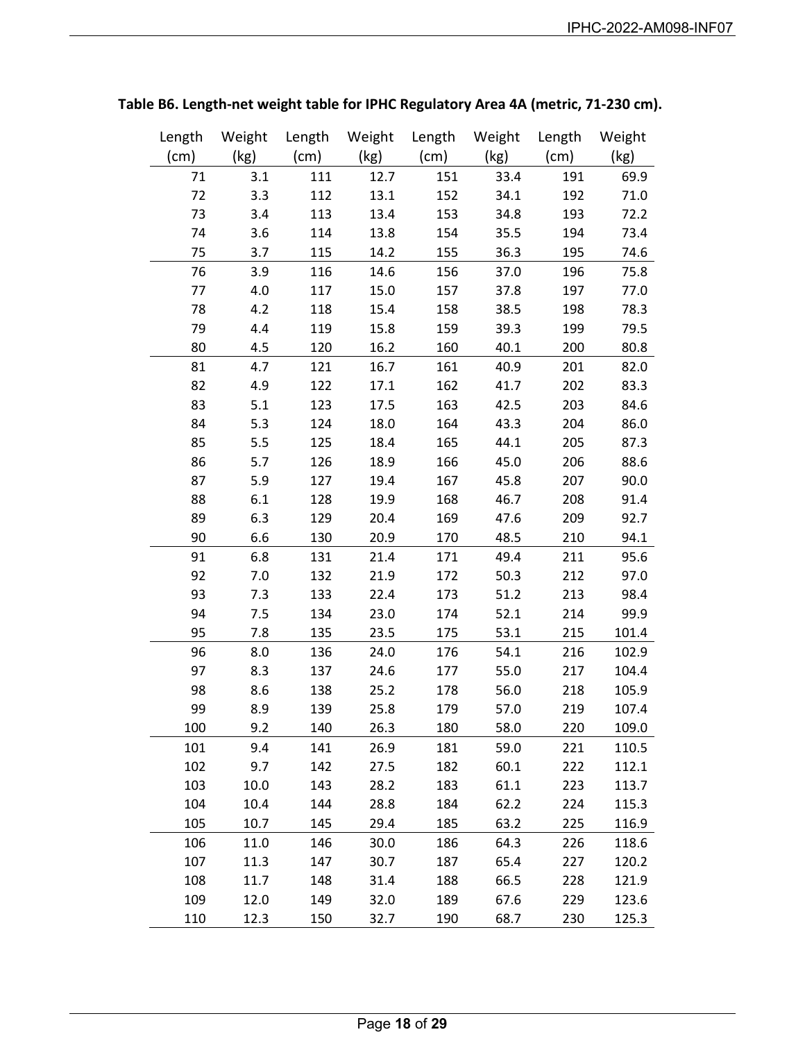**Table B6. Length-net weight table for IPHC Regulatory Area 4A (metric, 71-230 cm).**

| Length (cm) | Weight (kg) | Length (cm) | Weight (kg) | Length (cm) | Weight (kg) | Length (cm) | Weight (kg) |
|---|---|---|---|---|---|---|---|
| 71 | 3.1 | 111 | 12.7 | 151 | 33.4 | 191 | 69.9 |
| 72 | 3.3 | 112 | 13.1 | 152 | 34.1 | 192 | 71.0 |
| 73 | 3.4 | 113 | 13.4 | 153 | 34.8 | 193 | 72.2 |
| 74 | 3.6 | 114 | 13.8 | 154 | 35.5 | 194 | 73.4 |
| 75 | 3.7 | 115 | 14.2 | 155 | 36.3 | 195 | 74.6 |
| 76 | 3.9 | 116 | 14.6 | 156 | 37.0 | 196 | 75.8 |
| 77 | 4.0 | 117 | 15.0 | 157 | 37.8 | 197 | 77.0 |
| 78 | 4.2 | 118 | 15.4 | 158 | 38.5 | 198 | 78.3 |
| 79 | 4.4 | 119 | 15.8 | 159 | 39.3 | 199 | 79.5 |
| 80 | 4.5 | 120 | 16.2 | 160 | 40.1 | 200 | 80.8 |
| 81 | 4.7 | 121 | 16.7 | 161 | 40.9 | 201 | 82.0 |
| 82 | 4.9 | 122 | 17.1 | 162 | 41.7 | 202 | 83.3 |
| 83 | 5.1 | 123 | 17.5 | 163 | 42.5 | 203 | 84.6 |
| 84 | 5.3 | 124 | 18.0 | 164 | 43.3 | 204 | 86.0 |
| 85 | 5.5 | 125 | 18.4 | 165 | 44.1 | 205 | 87.3 |
| 86 | 5.7 | 126 | 18.9 | 166 | 45.0 | 206 | 88.6 |
| 87 | 5.9 | 127 | 19.4 | 167 | 45.8 | 207 | 90.0 |
| 88 | 6.1 | 128 | 19.9 | 168 | 46.7 | 208 | 91.4 |
| 89 | 6.3 | 129 | 20.4 | 169 | 47.6 | 209 | 92.7 |
| 90 | 6.6 | 130 | 20.9 | 170 | 48.5 | 210 | 94.1 |
| 91 | 6.8 | 131 | 21.4 | 171 | 49.4 | 211 | 95.6 |
| 92 | 7.0 | 132 | 21.9 | 172 | 50.3 | 212 | 97.0 |
| 93 | 7.3 | 133 | 22.4 | 173 | 51.2 | 213 | 98.4 |
| 94 | 7.5 | 134 | 23.0 | 174 | 52.1 | 214 | 99.9 |
| 95 | 7.8 | 135 | 23.5 | 175 | 53.1 | 215 | 101.4 |
| 96 | 8.0 | 136 | 24.0 | 176 | 54.1 | 216 | 102.9 |
| 97 | 8.3 | 137 | 24.6 | 177 | 55.0 | 217 | 104.4 |
| 98 | 8.6 | 138 | 25.2 | 178 | 56.0 | 218 | 105.9 |
| 99 | 8.9 | 139 | 25.8 | 179 | 57.0 | 219 | 107.4 |
| 100 | 9.2 | 140 | 26.3 | 180 | 58.0 | 220 | 109.0 |
| 101 | 9.4 | 141 | 26.9 | 181 | 59.0 | 221 | 110.5 |
| 102 | 9.7 | 142 | 27.5 | 182 | 60.1 | 222 | 112.1 |
| 103 | 10.0 | 143 | 28.2 | 183 | 61.1 | 223 | 113.7 |
| 104 | 10.4 | 144 | 28.8 | 184 | 62.2 | 224 | 115.3 |
| 105 | 10.7 | 145 | 29.4 | 185 | 63.2 | 225 | 116.9 |
| 106 | 11.0 | 146 | 30.0 | 186 | 64.3 | 226 | 118.6 |
| 107 | 11.3 | 147 | 30.7 | 187 | 65.4 | 227 | 120.2 |
| 108 | 11.7 | 148 | 31.4 | 188 | 66.5 | 228 | 121.9 |
| 109 | 12.0 | 149 | 32.0 | 189 | 67.6 | 229 | 123.6 |
| 110 | 12.3 | 150 | 32.7 | 190 | 68.7 | 230 | 125.3 |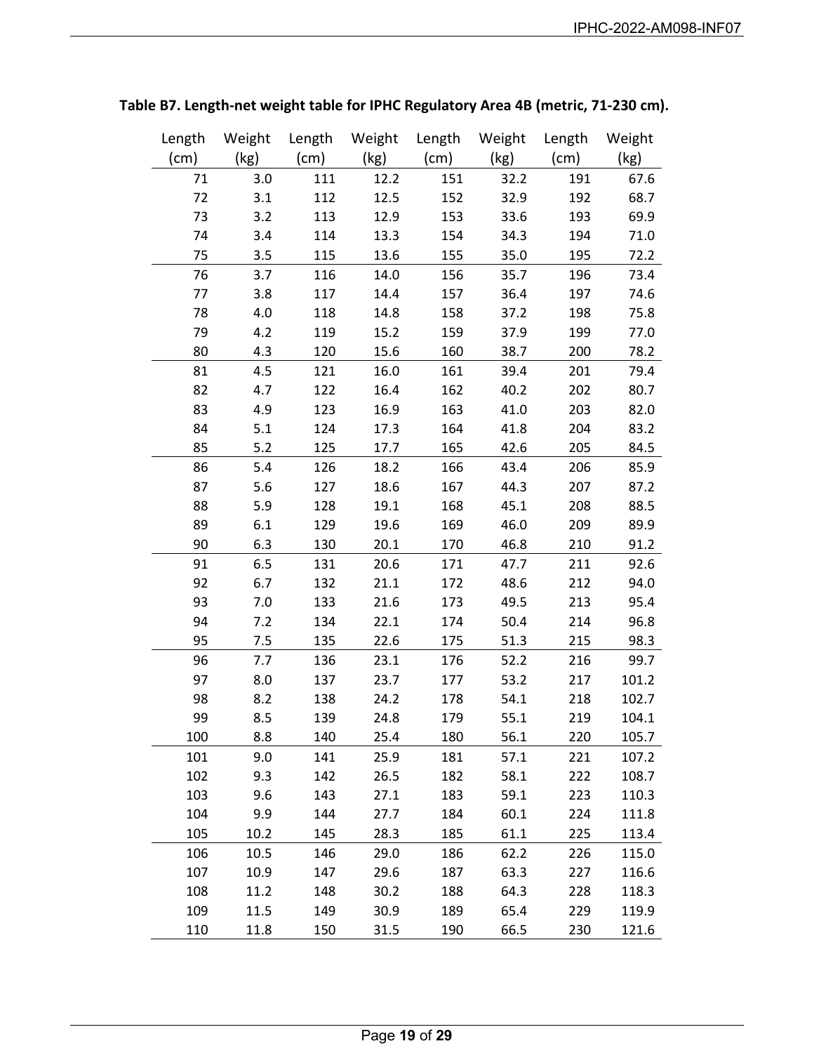**Table B7. Length-net weight table for IPHC Regulatory Area 4B (metric, 71-230 cm).**

| Length (cm) | Weight (kg) | Length (cm) | Weight (kg) | Length (cm) | Weight (kg) | Length (cm) | Weight (kg) |
|---|---|---|---|---|---|---|---|
| 71 | 3.0 | 111 | 12.2 | 151 | 32.2 | 191 | 67.6 |
| 72 | 3.1 | 112 | 12.5 | 152 | 32.9 | 192 | 68.7 |
| 73 | 3.2 | 113 | 12.9 | 153 | 33.6 | 193 | 69.9 |
| 74 | 3.4 | 114 | 13.3 | 154 | 34.3 | 194 | 71.0 |
| 75 | 3.5 | 115 | 13.6 | 155 | 35.0 | 195 | 72.2 |
| 76 | 3.7 | 116 | 14.0 | 156 | 35.7 | 196 | 73.4 |
| 77 | 3.8 | 117 | 14.4 | 157 | 36.4 | 197 | 74.6 |
| 78 | 4.0 | 118 | 14.8 | 158 | 37.2 | 198 | 75.8 |
| 79 | 4.2 | 119 | 15.2 | 159 | 37.9 | 199 | 77.0 |
| 80 | 4.3 | 120 | 15.6 | 160 | 38.7 | 200 | 78.2 |
| 81 | 4.5 | 121 | 16.0 | 161 | 39.4 | 201 | 79.4 |
| 82 | 4.7 | 122 | 16.4 | 162 | 40.2 | 202 | 80.7 |
| 83 | 4.9 | 123 | 16.9 | 163 | 41.0 | 203 | 82.0 |
| 84 | 5.1 | 124 | 17.3 | 164 | 41.8 | 204 | 83.2 |
| 85 | 5.2 | 125 | 17.7 | 165 | 42.6 | 205 | 84.5 |
| 86 | 5.4 | 126 | 18.2 | 166 | 43.4 | 206 | 85.9 |
| 87 | 5.6 | 127 | 18.6 | 167 | 44.3 | 207 | 87.2 |
| 88 | 5.9 | 128 | 19.1 | 168 | 45.1 | 208 | 88.5 |
| 89 | 6.1 | 129 | 19.6 | 169 | 46.0 | 209 | 89.9 |
| 90 | 6.3 | 130 | 20.1 | 170 | 46.8 | 210 | 91.2 |
| 91 | 6.5 | 131 | 20.6 | 171 | 47.7 | 211 | 92.6 |
| 92 | 6.7 | 132 | 21.1 | 172 | 48.6 | 212 | 94.0 |
| 93 | 7.0 | 133 | 21.6 | 173 | 49.5 | 213 | 95.4 |
| 94 | 7.2 | 134 | 22.1 | 174 | 50.4 | 214 | 96.8 |
| 95 | 7.5 | 135 | 22.6 | 175 | 51.3 | 215 | 98.3 |
| 96 | 7.7 | 136 | 23.1 | 176 | 52.2 | 216 | 99.7 |
| 97 | 8.0 | 137 | 23.7 | 177 | 53.2 | 217 | 101.2 |
| 98 | 8.2 | 138 | 24.2 | 178 | 54.1 | 218 | 102.7 |
| 99 | 8.5 | 139 | 24.8 | 179 | 55.1 | 219 | 104.1 |
| 100 | 8.8 | 140 | 25.4 | 180 | 56.1 | 220 | 105.7 |
| 101 | 9.0 | 141 | 25.9 | 181 | 57.1 | 221 | 107.2 |
| 102 | 9.3 | 142 | 26.5 | 182 | 58.1 | 222 | 108.7 |
| 103 | 9.6 | 143 | 27.1 | 183 | 59.1 | 223 | 110.3 |
| 104 | 9.9 | 144 | 27.7 | 184 | 60.1 | 224 | 111.8 |
| 105 | 10.2 | 145 | 28.3 | 185 | 61.1 | 225 | 113.4 |
| 106 | 10.5 | 146 | 29.0 | 186 | 62.2 | 226 | 115.0 |
| 107 | 10.9 | 147 | 29.6 | 187 | 63.3 | 227 | 116.6 |
| 108 | 11.2 | 148 | 30.2 | 188 | 64.3 | 228 | 118.3 |
| 109 | 11.5 | 149 | 30.9 | 189 | 65.4 | 229 | 119.9 |
| 110 | 11.8 | 150 | 31.5 | 190 | 66.5 | 230 | 121.6 |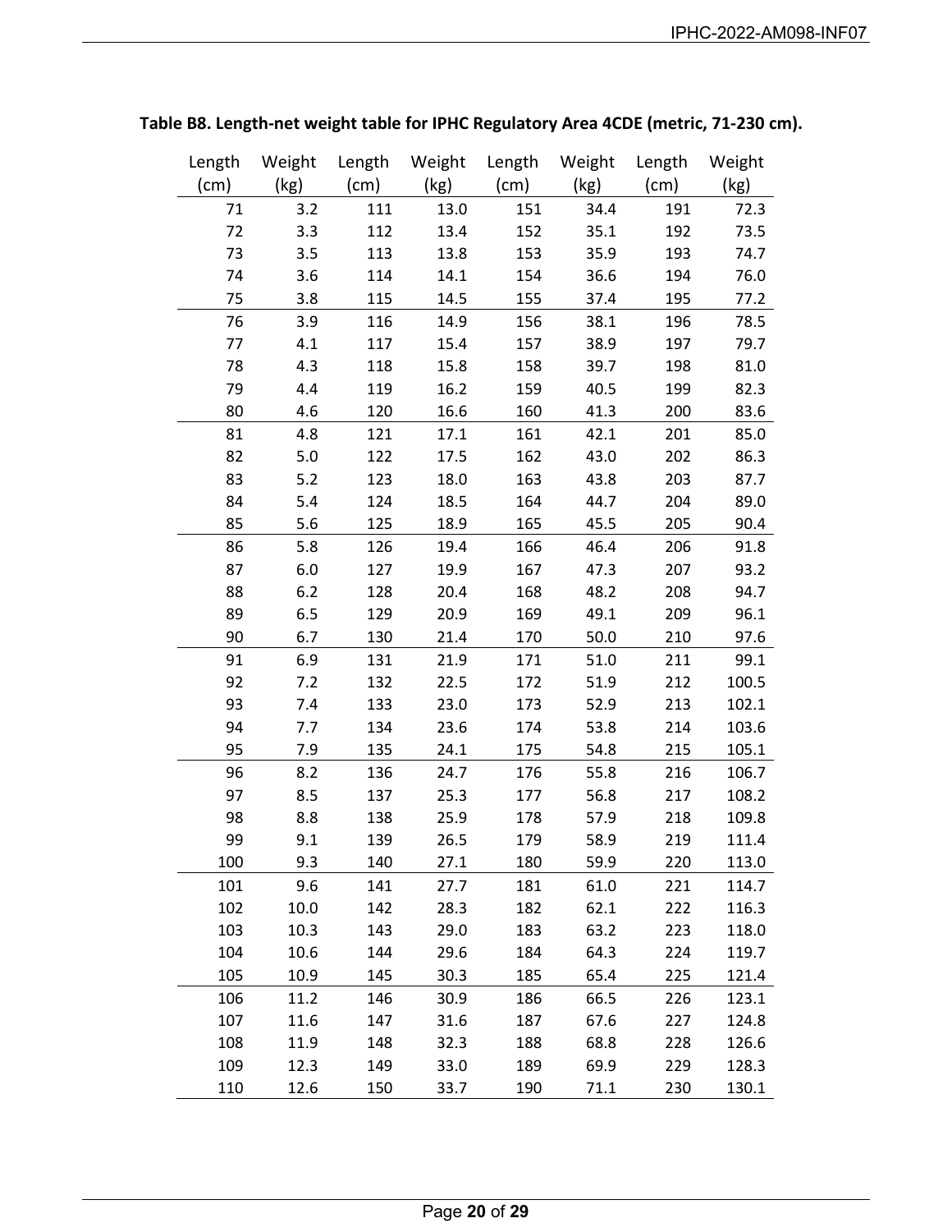**Table B8. Length-net weight table for IPHC Regulatory Area 4CDE (metric, 71-230 cm).**

| Length (cm) | Weight (kg) | Length (cm) | Weight (kg) | Length (cm) | Weight (kg) | Length (cm) | Weight (kg) |
|---|---|---|---|---|---|---|---|
| 71 | 3.2 | 111 | 13.0 | 151 | 34.4 | 191 | 72.3 |
| 72 | 3.3 | 112 | 13.4 | 152 | 35.1 | 192 | 73.5 |
| 73 | 3.5 | 113 | 13.8 | 153 | 35.9 | 193 | 74.7 |
| 74 | 3.6 | 114 | 14.1 | 154 | 36.6 | 194 | 76.0 |
| 75 | 3.8 | 115 | 14.5 | 155 | 37.4 | 195 | 77.2 |
| 76 | 3.9 | 116 | 14.9 | 156 | 38.1 | 196 | 78.5 |
| 77 | 4.1 | 117 | 15.4 | 157 | 38.9 | 197 | 79.7 |
| 78 | 4.3 | 118 | 15.8 | 158 | 39.7 | 198 | 81.0 |
| 79 | 4.4 | 119 | 16.2 | 159 | 40.5 | 199 | 82.3 |
| 80 | 4.6 | 120 | 16.6 | 160 | 41.3 | 200 | 83.6 |
| 81 | 4.8 | 121 | 17.1 | 161 | 42.1 | 201 | 85.0 |
| 82 | 5.0 | 122 | 17.5 | 162 | 43.0 | 202 | 86.3 |
| 83 | 5.2 | 123 | 18.0 | 163 | 43.8 | 203 | 87.7 |
| 84 | 5.4 | 124 | 18.5 | 164 | 44.7 | 204 | 89.0 |
| 85 | 5.6 | 125 | 18.9 | 165 | 45.5 | 205 | 90.4 |
| 86 | 5.8 | 126 | 19.4 | 166 | 46.4 | 206 | 91.8 |
| 87 | 6.0 | 127 | 19.9 | 167 | 47.3 | 207 | 93.2 |
| 88 | 6.2 | 128 | 20.4 | 168 | 48.2 | 208 | 94.7 |
| 89 | 6.5 | 129 | 20.9 | 169 | 49.1 | 209 | 96.1 |
| 90 | 6.7 | 130 | 21.4 | 170 | 50.0 | 210 | 97.6 |
| 91 | 6.9 | 131 | 21.9 | 171 | 51.0 | 211 | 99.1 |
| 92 | 7.2 | 132 | 22.5 | 172 | 51.9 | 212 | 100.5 |
| 93 | 7.4 | 133 | 23.0 | 173 | 52.9 | 213 | 102.1 |
| 94 | 7.7 | 134 | 23.6 | 174 | 53.8 | 214 | 103.6 |
| 95 | 7.9 | 135 | 24.1 | 175 | 54.8 | 215 | 105.1 |
| 96 | 8.2 | 136 | 24.7 | 176 | 55.8 | 216 | 106.7 |
| 97 | 8.5 | 137 | 25.3 | 177 | 56.8 | 217 | 108.2 |
| 98 | 8.8 | 138 | 25.9 | 178 | 57.9 | 218 | 109.8 |
| 99 | 9.1 | 139 | 26.5 | 179 | 58.9 | 219 | 111.4 |
| 100 | 9.3 | 140 | 27.1 | 180 | 59.9 | 220 | 113.0 |
| 101 | 9.6 | 141 | 27.7 | 181 | 61.0 | 221 | 114.7 |
| 102 | 10.0 | 142 | 28.3 | 182 | 62.1 | 222 | 116.3 |
| 103 | 10.3 | 143 | 29.0 | 183 | 63.2 | 223 | 118.0 |
| 104 | 10.6 | 144 | 29.6 | 184 | 64.3 | 224 | 119.7 |
| 105 | 10.9 | 145 | 30.3 | 185 | 65.4 | 225 | 121.4 |
| 106 | 11.2 | 146 | 30.9 | 186 | 66.5 | 226 | 123.1 |
| 107 | 11.6 | 147 | 31.6 | 187 | 67.6 | 227 | 124.8 |
| 108 | 11.9 | 148 | 32.3 | 188 | 68.8 | 228 | 126.6 |
| 109 | 12.3 | 149 | 33.0 | 189 | 69.9 | 229 | 128.3 |
| 110 | 12.6 | 150 | 33.7 | 190 | 71.1 | 230 | 130.1 |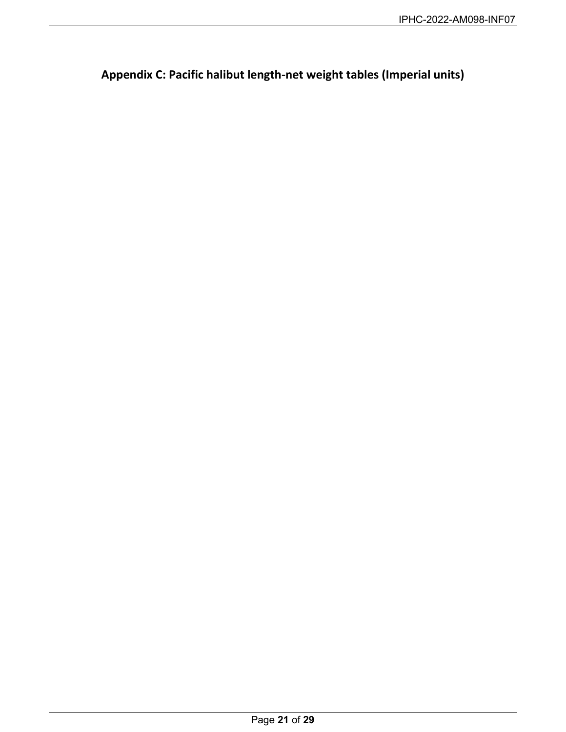## Appendix C: Pacific halibut length-net weight tables (Imperial units)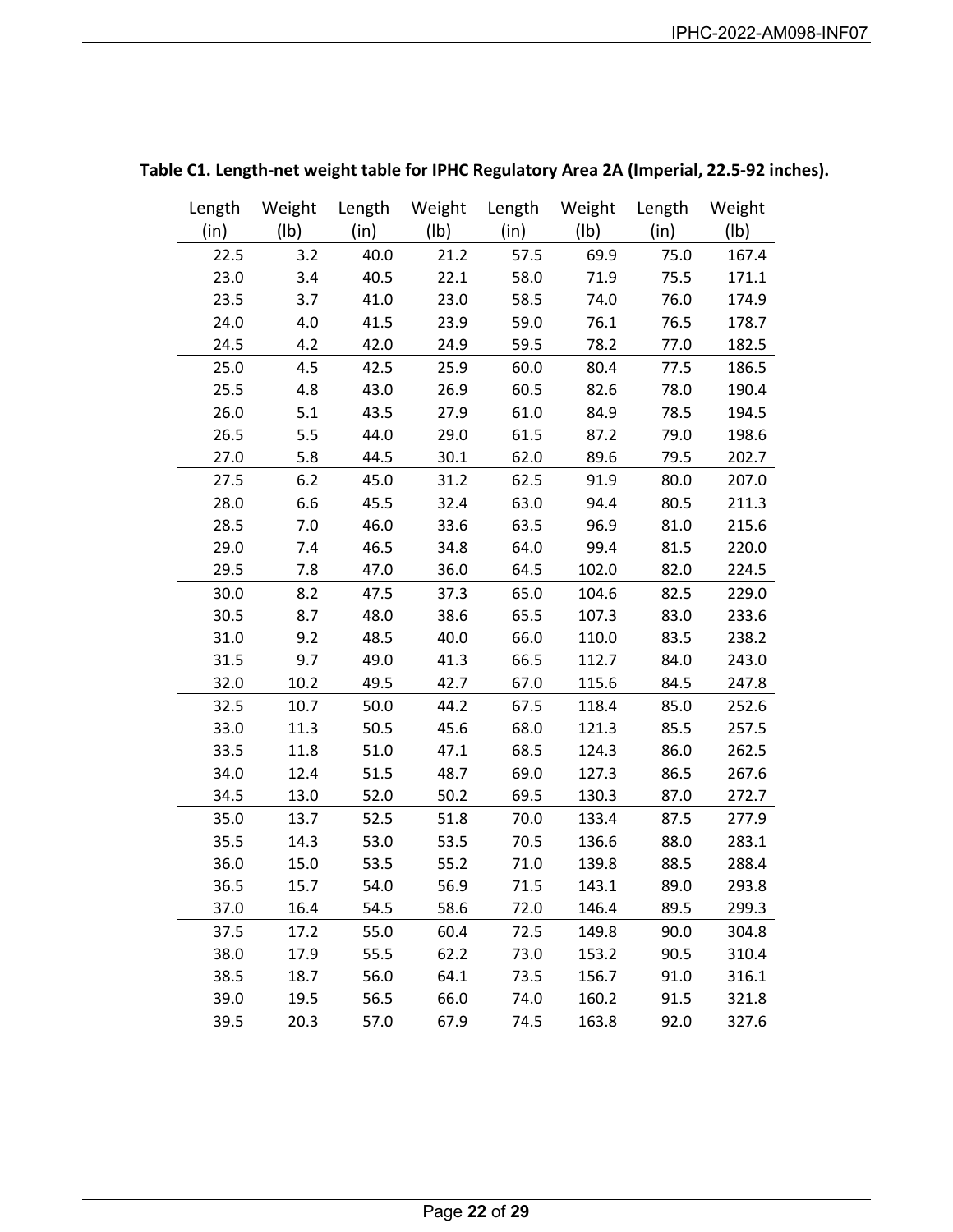**Table C1. Length-net weight table for IPHC Regulatory Area 2A (Imperial, 22.5-92 inches).**

| Length (in) | Weight (lb) | Length (in) | Weight (lb) | Length (in) | Weight (lb) | Length (in) | Weight (lb) |
|---|---|---|---|---|---|---|---|
| 22.5 | 3.2 | 40.0 | 21.2 | 57.5 | 69.9 | 75.0 | 167.4 |
| 23.0 | 3.4 | 40.5 | 22.1 | 58.0 | 71.9 | 75.5 | 171.1 |
| 23.5 | 3.7 | 41.0 | 23.0 | 58.5 | 74.0 | 76.0 | 174.9 |
| 24.0 | 4.0 | 41.5 | 23.9 | 59.0 | 76.1 | 76.5 | 178.7 |
| 24.5 | 4.2 | 42.0 | 24.9 | 59.5 | 78.2 | 77.0 | 182.5 |
| 25.0 | 4.5 | 42.5 | 25.9 | 60.0 | 80.4 | 77.5 | 186.5 |
| 25.5 | 4.8 | 43.0 | 26.9 | 60.5 | 82.6 | 78.0 | 190.4 |
| 26.0 | 5.1 | 43.5 | 27.9 | 61.0 | 84.9 | 78.5 | 194.5 |
| 26.5 | 5.5 | 44.0 | 29.0 | 61.5 | 87.2 | 79.0 | 198.6 |
| 27.0 | 5.8 | 44.5 | 30.1 | 62.0 | 89.6 | 79.5 | 202.7 |
| 27.5 | 6.2 | 45.0 | 31.2 | 62.5 | 91.9 | 80.0 | 207.0 |
| 28.0 | 6.6 | 45.5 | 32.4 | 63.0 | 94.4 | 80.5 | 211.3 |
| 28.5 | 7.0 | 46.0 | 33.6 | 63.5 | 96.9 | 81.0 | 215.6 |
| 29.0 | 7.4 | 46.5 | 34.8 | 64.0 | 99.4 | 81.5 | 220.0 |
| 29.5 | 7.8 | 47.0 | 36.0 | 64.5 | 102.0 | 82.0 | 224.5 |
| 30.0 | 8.2 | 47.5 | 37.3 | 65.0 | 104.6 | 82.5 | 229.0 |
| 30.5 | 8.7 | 48.0 | 38.6 | 65.5 | 107.3 | 83.0 | 233.6 |
| 31.0 | 9.2 | 48.5 | 40.0 | 66.0 | 110.0 | 83.5 | 238.2 |
| 31.5 | 9.7 | 49.0 | 41.3 | 66.5 | 112.7 | 84.0 | 243.0 |
| 32.0 | 10.2 | 49.5 | 42.7 | 67.0 | 115.6 | 84.5 | 247.8 |
| 32.5 | 10.7 | 50.0 | 44.2 | 67.5 | 118.4 | 85.0 | 252.6 |
| 33.0 | 11.3 | 50.5 | 45.6 | 68.0 | 121.3 | 85.5 | 257.5 |
| 33.5 | 11.8 | 51.0 | 47.1 | 68.5 | 124.3 | 86.0 | 262.5 |
| 34.0 | 12.4 | 51.5 | 48.7 | 69.0 | 127.3 | 86.5 | 267.6 |
| 34.5 | 13.0 | 52.0 | 50.2 | 69.5 | 130.3 | 87.0 | 272.7 |
| 35.0 | 13.7 | 52.5 | 51.8 | 70.0 | 133.4 | 87.5 | 277.9 |
| 35.5 | 14.3 | 53.0 | 53.5 | 70.5 | 136.6 | 88.0 | 283.1 |
| 36.0 | 15.0 | 53.5 | 55.2 | 71.0 | 139.8 | 88.5 | 288.4 |
| 36.5 | 15.7 | 54.0 | 56.9 | 71.5 | 143.1 | 89.0 | 293.8 |
| 37.0 | 16.4 | 54.5 | 58.6 | 72.0 | 146.4 | 89.5 | 299.3 |
| 37.5 | 17.2 | 55.0 | 60.4 | 72.5 | 149.8 | 90.0 | 304.8 |
| 38.0 | 17.9 | 55.5 | 62.2 | 73.0 | 153.2 | 90.5 | 310.4 |
| 38.5 | 18.7 | 56.0 | 64.1 | 73.5 | 156.7 | 91.0 | 316.1 |
| 39.0 | 19.5 | 56.5 | 66.0 | 74.0 | 160.2 | 91.5 | 321.8 |
| 39.5 | 20.3 | 57.0 | 67.9 | 74.5 | 163.8 | 92.0 | 327.6 |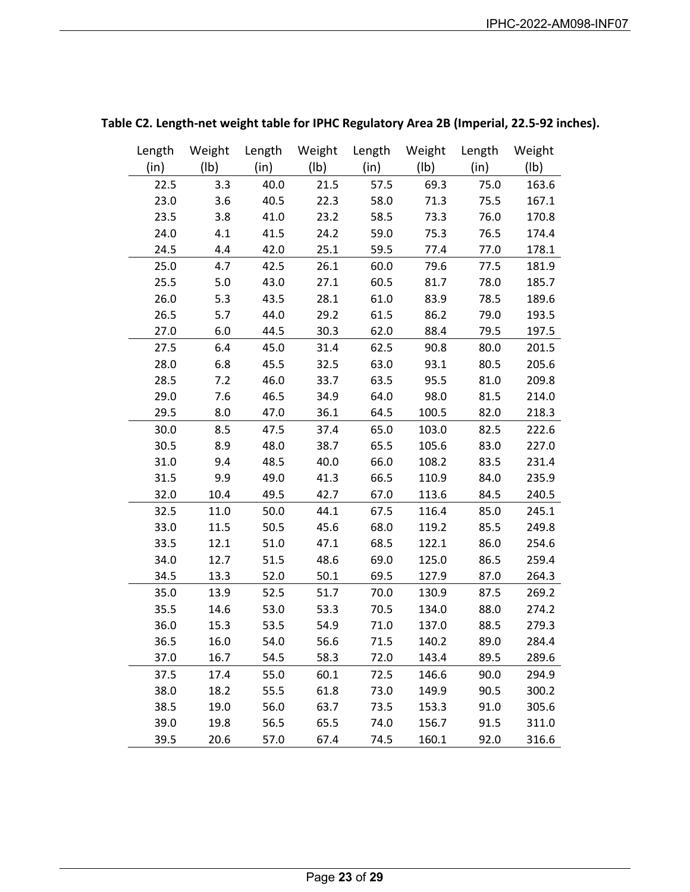**Table C2. Length-net weight table for IPHC Regulatory Area 2B (Imperial, 22.5-92 inches).**

| Length (in) | Weight (lb) | Length (in) | Weight (lb) | Length (in) | Weight (lb) | Length (in) | Weight (lb) |
|---|---|---|---|---|---|---|---|
| 22.5 | 3.3 | 40.0 | 21.5 | 57.5 | 69.3 | 75.0 | 163.6 |
| 23.0 | 3.6 | 40.5 | 22.3 | 58.0 | 71.3 | 75.5 | 167.1 |
| 23.5 | 3.8 | 41.0 | 23.2 | 58.5 | 73.3 | 76.0 | 170.8 |
| 24.0 | 4.1 | 41.5 | 24.2 | 59.0 | 75.3 | 76.5 | 174.4 |
| 24.5 | 4.4 | 42.0 | 25.1 | 59.5 | 77.4 | 77.0 | 178.1 |
| 25.0 | 4.7 | 42.5 | 26.1 | 60.0 | 79.6 | 77.5 | 181.9 |
| 25.5 | 5.0 | 43.0 | 27.1 | 60.5 | 81.7 | 78.0 | 185.7 |
| 26.0 | 5.3 | 43.5 | 28.1 | 61.0 | 83.9 | 78.5 | 189.6 |
| 26.5 | 5.7 | 44.0 | 29.2 | 61.5 | 86.2 | 79.0 | 193.5 |
| 27.0 | 6.0 | 44.5 | 30.3 | 62.0 | 88.4 | 79.5 | 197.5 |
| 27.5 | 6.4 | 45.0 | 31.4 | 62.5 | 90.8 | 80.0 | 201.5 |
| 28.0 | 6.8 | 45.5 | 32.5 | 63.0 | 93.1 | 80.5 | 205.6 |
| 28.5 | 7.2 | 46.0 | 33.7 | 63.5 | 95.5 | 81.0 | 209.8 |
| 29.0 | 7.6 | 46.5 | 34.9 | 64.0 | 98.0 | 81.5 | 214.0 |
| 29.5 | 8.0 | 47.0 | 36.1 | 64.5 | 100.5 | 82.0 | 218.3 |
| 30.0 | 8.5 | 47.5 | 37.4 | 65.0 | 103.0 | 82.5 | 222.6 |
| 30.5 | 8.9 | 48.0 | 38.7 | 65.5 | 105.6 | 83.0 | 227.0 |
| 31.0 | 9.4 | 48.5 | 40.0 | 66.0 | 108.2 | 83.5 | 231.4 |
| 31.5 | 9.9 | 49.0 | 41.3 | 66.5 | 110.9 | 84.0 | 235.9 |
| 32.0 | 10.4 | 49.5 | 42.7 | 67.0 | 113.6 | 84.5 | 240.5 |
| 32.5 | 11.0 | 50.0 | 44.1 | 67.5 | 116.4 | 85.0 | 245.1 |
| 33.0 | 11.5 | 50.5 | 45.6 | 68.0 | 119.2 | 85.5 | 249.8 |
| 33.5 | 12.1 | 51.0 | 47.1 | 68.5 | 122.1 | 86.0 | 254.6 |
| 34.0 | 12.7 | 51.5 | 48.6 | 69.0 | 125.0 | 86.5 | 259.4 |
| 34.5 | 13.3 | 52.0 | 50.1 | 69.5 | 127.9 | 87.0 | 264.3 |
| 35.0 | 13.9 | 52.5 | 51.7 | 70.0 | 130.9 | 87.5 | 269.2 |
| 35.5 | 14.6 | 53.0 | 53.3 | 70.5 | 134.0 | 88.0 | 274.2 |
| 36.0 | 15.3 | 53.5 | 54.9 | 71.0 | 137.0 | 88.5 | 279.3 |
| 36.5 | 16.0 | 54.0 | 56.6 | 71.5 | 140.2 | 89.0 | 284.4 |
| 37.0 | 16.7 | 54.5 | 58.3 | 72.0 | 143.4 | 89.5 | 289.6 |
| 37.5 | 17.4 | 55.0 | 60.1 | 72.5 | 146.6 | 90.0 | 294.9 |
| 38.0 | 18.2 | 55.5 | 61.8 | 73.0 | 149.9 | 90.5 | 300.2 |
| 38.5 | 19.0 | 56.0 | 63.7 | 73.5 | 153.3 | 91.0 | 305.6 |
| 39.0 | 19.8 | 56.5 | 65.5 | 74.0 | 156.7 | 91.5 | 311.0 |
| 39.5 | 20.6 | 57.0 | 67.4 | 74.5 | 160.1 | 92.0 | 316.6 |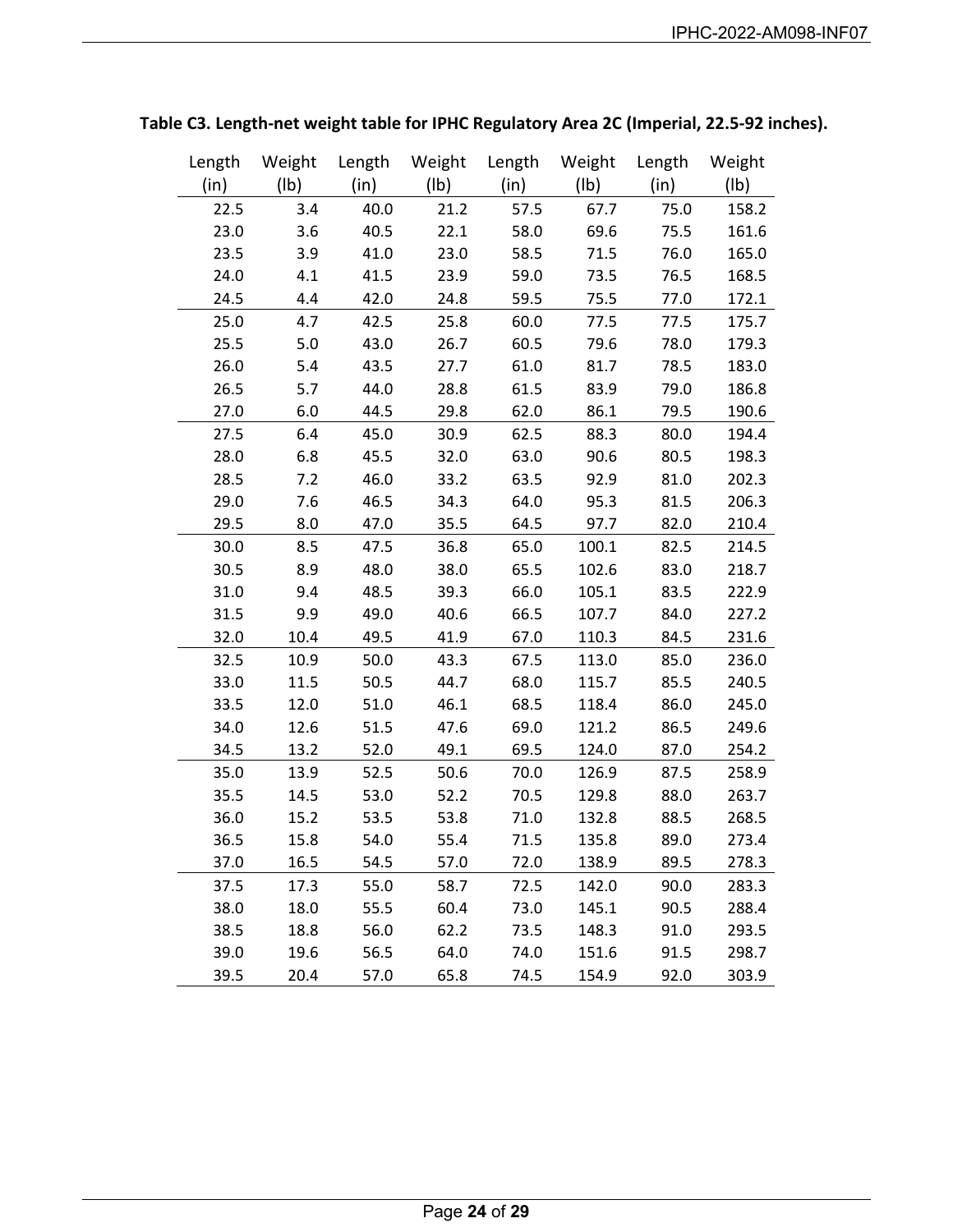**Table C3. Length-net weight table for IPHC Regulatory Area 2C (Imperial, 22.5-92 inches).**

| Length (in) | Weight (lb) | Length (in) | Weight (lb) | Length (in) | Weight (lb) | Length (in) | Weight (lb) |
|---|---|---|---|---|---|---|---|
| 22.5 | 3.4 | 40.0 | 21.2 | 57.5 | 67.7 | 75.0 | 158.2 |
| 23.0 | 3.6 | 40.5 | 22.1 | 58.0 | 69.6 | 75.5 | 161.6 |
| 23.5 | 3.9 | 41.0 | 23.0 | 58.5 | 71.5 | 76.0 | 165.0 |
| 24.0 | 4.1 | 41.5 | 23.9 | 59.0 | 73.5 | 76.5 | 168.5 |
| 24.5 | 4.4 | 42.0 | 24.8 | 59.5 | 75.5 | 77.0 | 172.1 |
| 25.0 | 4.7 | 42.5 | 25.8 | 60.0 | 77.5 | 77.5 | 175.7 |
| 25.5 | 5.0 | 43.0 | 26.7 | 60.5 | 79.6 | 78.0 | 179.3 |
| 26.0 | 5.4 | 43.5 | 27.7 | 61.0 | 81.7 | 78.5 | 183.0 |
| 26.5 | 5.7 | 44.0 | 28.8 | 61.5 | 83.9 | 79.0 | 186.8 |
| 27.0 | 6.0 | 44.5 | 29.8 | 62.0 | 86.1 | 79.5 | 190.6 |
| 27.5 | 6.4 | 45.0 | 30.9 | 62.5 | 88.3 | 80.0 | 194.4 |
| 28.0 | 6.8 | 45.5 | 32.0 | 63.0 | 90.6 | 80.5 | 198.3 |
| 28.5 | 7.2 | 46.0 | 33.2 | 63.5 | 92.9 | 81.0 | 202.3 |
| 29.0 | 7.6 | 46.5 | 34.3 | 64.0 | 95.3 | 81.5 | 206.3 |
| 29.5 | 8.0 | 47.0 | 35.5 | 64.5 | 97.7 | 82.0 | 210.4 |
| 30.0 | 8.5 | 47.5 | 36.8 | 65.0 | 100.1 | 82.5 | 214.5 |
| 30.5 | 8.9 | 48.0 | 38.0 | 65.5 | 102.6 | 83.0 | 218.7 |
| 31.0 | 9.4 | 48.5 | 39.3 | 66.0 | 105.1 | 83.5 | 222.9 |
| 31.5 | 9.9 | 49.0 | 40.6 | 66.5 | 107.7 | 84.0 | 227.2 |
| 32.0 | 10.4 | 49.5 | 41.9 | 67.0 | 110.3 | 84.5 | 231.6 |
| 32.5 | 10.9 | 50.0 | 43.3 | 67.5 | 113.0 | 85.0 | 236.0 |
| 33.0 | 11.5 | 50.5 | 44.7 | 68.0 | 115.7 | 85.5 | 240.5 |
| 33.5 | 12.0 | 51.0 | 46.1 | 68.5 | 118.4 | 86.0 | 245.0 |
| 34.0 | 12.6 | 51.5 | 47.6 | 69.0 | 121.2 | 86.5 | 249.6 |
| 34.5 | 13.2 | 52.0 | 49.1 | 69.5 | 124.0 | 87.0 | 254.2 |
| 35.0 | 13.9 | 52.5 | 50.6 | 70.0 | 126.9 | 87.5 | 258.9 |
| 35.5 | 14.5 | 53.0 | 52.2 | 70.5 | 129.8 | 88.0 | 263.7 |
| 36.0 | 15.2 | 53.5 | 53.8 | 71.0 | 132.8 | 88.5 | 268.5 |
| 36.5 | 15.8 | 54.0 | 55.4 | 71.5 | 135.8 | 89.0 | 273.4 |
| 37.0 | 16.5 | 54.5 | 57.0 | 72.0 | 138.9 | 89.5 | 278.3 |
| 37.5 | 17.3 | 55.0 | 58.7 | 72.5 | 142.0 | 90.0 | 283.3 |
| 38.0 | 18.0 | 55.5 | 60.4 | 73.0 | 145.1 | 90.5 | 288.4 |
| 38.5 | 18.8 | 56.0 | 62.2 | 73.5 | 148.3 | 91.0 | 293.5 |
| 39.0 | 19.6 | 56.5 | 64.0 | 74.0 | 151.6 | 91.5 | 298.7 |
| 39.5 | 20.4 | 57.0 | 65.8 | 74.5 | 154.9 | 92.0 | 303.9 |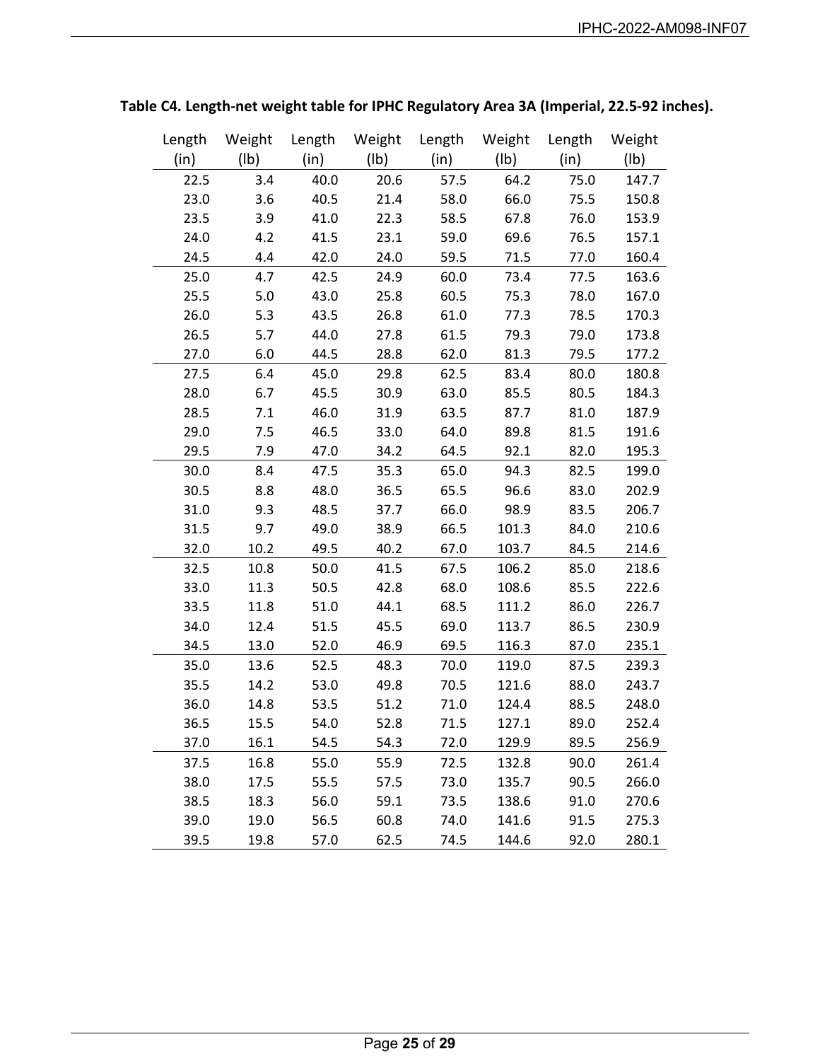**Table C4. Length-net weight table for IPHC Regulatory Area 3A (Imperial, 22.5-92 inches).**

| Length (in) | Weight (lb) | Length (in) | Weight (lb) | Length (in) | Weight (lb) | Length (in) | Weight (lb) |
|---|---|---|---|---|---|---|---|
| 22.5 | 3.4 | 40.0 | 20.6 | 57.5 | 64.2 | 75.0 | 147.7 |
| 23.0 | 3.6 | 40.5 | 21.4 | 58.0 | 66.0 | 75.5 | 150.8 |
| 23.5 | 3.9 | 41.0 | 22.3 | 58.5 | 67.8 | 76.0 | 153.9 |
| 24.0 | 4.2 | 41.5 | 23.1 | 59.0 | 69.6 | 76.5 | 157.1 |
| 24.5 | 4.4 | 42.0 | 24.0 | 59.5 | 71.5 | 77.0 | 160.4 |
| 25.0 | 4.7 | 42.5 | 24.9 | 60.0 | 73.4 | 77.5 | 163.6 |
| 25.5 | 5.0 | 43.0 | 25.8 | 60.5 | 75.3 | 78.0 | 167.0 |
| 26.0 | 5.3 | 43.5 | 26.8 | 61.0 | 77.3 | 78.5 | 170.3 |
| 26.5 | 5.7 | 44.0 | 27.8 | 61.5 | 79.3 | 79.0 | 173.8 |
| 27.0 | 6.0 | 44.5 | 28.8 | 62.0 | 81.3 | 79.5 | 177.2 |
| 27.5 | 6.4 | 45.0 | 29.8 | 62.5 | 83.4 | 80.0 | 180.8 |
| 28.0 | 6.7 | 45.5 | 30.9 | 63.0 | 85.5 | 80.5 | 184.3 |
| 28.5 | 7.1 | 46.0 | 31.9 | 63.5 | 87.7 | 81.0 | 187.9 |
| 29.0 | 7.5 | 46.5 | 33.0 | 64.0 | 89.8 | 81.5 | 191.6 |
| 29.5 | 7.9 | 47.0 | 34.2 | 64.5 | 92.1 | 82.0 | 195.3 |
| 30.0 | 8.4 | 47.5 | 35.3 | 65.0 | 94.3 | 82.5 | 199.0 |
| 30.5 | 8.8 | 48.0 | 36.5 | 65.5 | 96.6 | 83.0 | 202.9 |
| 31.0 | 9.3 | 48.5 | 37.7 | 66.0 | 98.9 | 83.5 | 206.7 |
| 31.5 | 9.7 | 49.0 | 38.9 | 66.5 | 101.3 | 84.0 | 210.6 |
| 32.0 | 10.2 | 49.5 | 40.2 | 67.0 | 103.7 | 84.5 | 214.6 |
| 32.5 | 10.8 | 50.0 | 41.5 | 67.5 | 106.2 | 85.0 | 218.6 |
| 33.0 | 11.3 | 50.5 | 42.8 | 68.0 | 108.6 | 85.5 | 222.6 |
| 33.5 | 11.8 | 51.0 | 44.1 | 68.5 | 111.2 | 86.0 | 226.7 |
| 34.0 | 12.4 | 51.5 | 45.5 | 69.0 | 113.7 | 86.5 | 230.9 |
| 34.5 | 13.0 | 52.0 | 46.9 | 69.5 | 116.3 | 87.0 | 235.1 |
| 35.0 | 13.6 | 52.5 | 48.3 | 70.0 | 119.0 | 87.5 | 239.3 |
| 35.5 | 14.2 | 53.0 | 49.8 | 70.5 | 121.6 | 88.0 | 243.7 |
| 36.0 | 14.8 | 53.5 | 51.2 | 71.0 | 124.4 | 88.5 | 248.0 |
| 36.5 | 15.5 | 54.0 | 52.8 | 71.5 | 127.1 | 89.0 | 252.4 |
| 37.0 | 16.1 | 54.5 | 54.3 | 72.0 | 129.9 | 89.5 | 256.9 |
| 37.5 | 16.8 | 55.0 | 55.9 | 72.5 | 132.8 | 90.0 | 261.4 |
| 38.0 | 17.5 | 55.5 | 57.5 | 73.0 | 135.7 | 90.5 | 266.0 |
| 38.5 | 18.3 | 56.0 | 59.1 | 73.5 | 138.6 | 91.0 | 270.6 |
| 39.0 | 19.0 | 56.5 | 60.8 | 74.0 | 141.6 | 91.5 | 275.3 |
| 39.5 | 19.8 | 57.0 | 62.5 | 74.5 | 144.6 | 92.0 | 280.1 |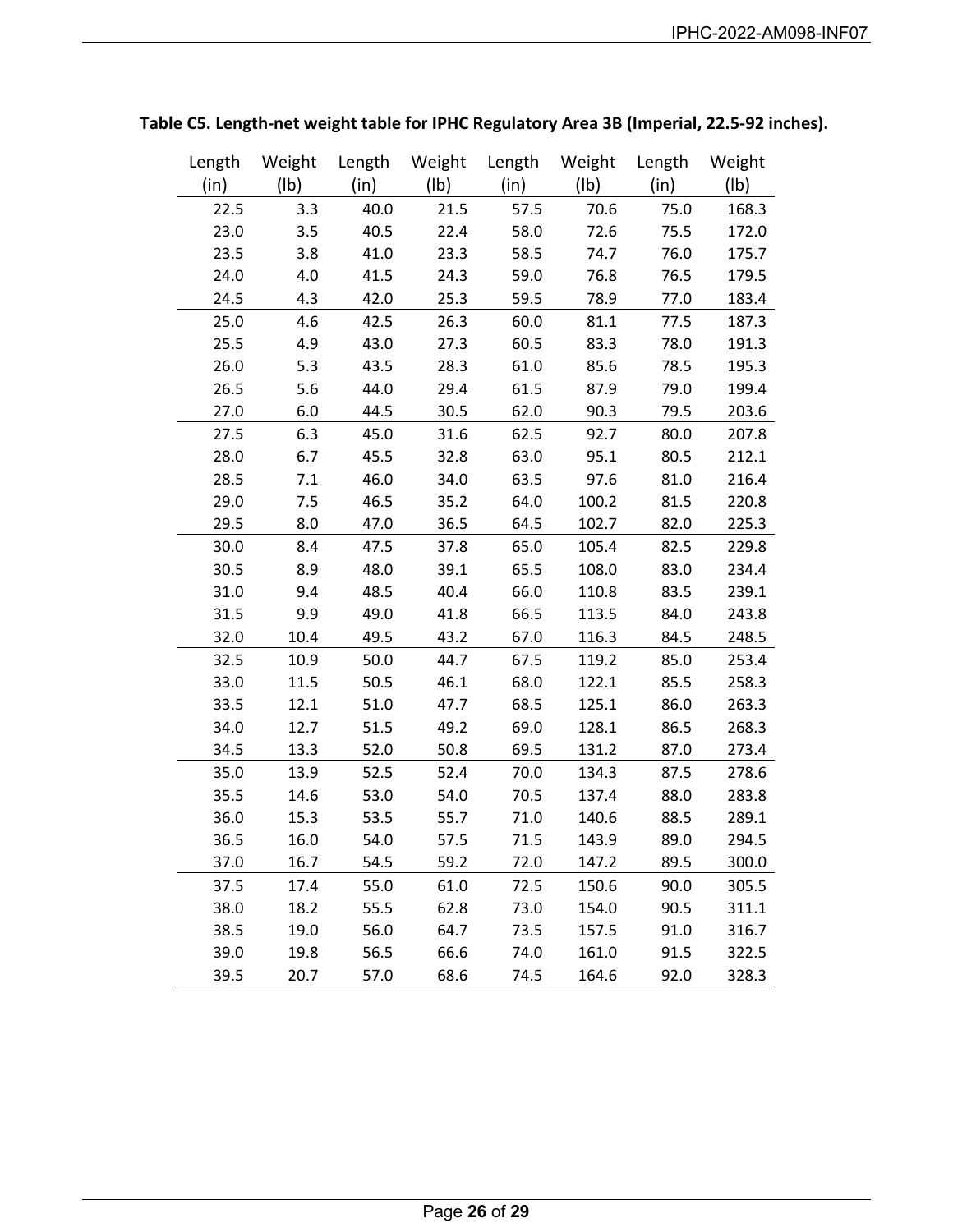**Table C5. Length-net weight table for IPHC Regulatory Area 3B (Imperial, 22.5-92 inches).**

| Length (in) | Weight (lb) | Length (in) | Weight (lb) | Length (in) | Weight (lb) | Length (in) | Weight (lb) |
|---|---|---|---|---|---|---|---|
| 22.5 | 3.3 | 40.0 | 21.5 | 57.5 | 70.6 | 75.0 | 168.3 |
| 23.0 | 3.5 | 40.5 | 22.4 | 58.0 | 72.6 | 75.5 | 172.0 |
| 23.5 | 3.8 | 41.0 | 23.3 | 58.5 | 74.7 | 76.0 | 175.7 |
| 24.0 | 4.0 | 41.5 | 24.3 | 59.0 | 76.8 | 76.5 | 179.5 |
| 24.5 | 4.3 | 42.0 | 25.3 | 59.5 | 78.9 | 77.0 | 183.4 |
| 25.0 | 4.6 | 42.5 | 26.3 | 60.0 | 81.1 | 77.5 | 187.3 |
| 25.5 | 4.9 | 43.0 | 27.3 | 60.5 | 83.3 | 78.0 | 191.3 |
| 26.0 | 5.3 | 43.5 | 28.3 | 61.0 | 85.6 | 78.5 | 195.3 |
| 26.5 | 5.6 | 44.0 | 29.4 | 61.5 | 87.9 | 79.0 | 199.4 |
| 27.0 | 6.0 | 44.5 | 30.5 | 62.0 | 90.3 | 79.5 | 203.6 |
| 27.5 | 6.3 | 45.0 | 31.6 | 62.5 | 92.7 | 80.0 | 207.8 |
| 28.0 | 6.7 | 45.5 | 32.8 | 63.0 | 95.1 | 80.5 | 212.1 |
| 28.5 | 7.1 | 46.0 | 34.0 | 63.5 | 97.6 | 81.0 | 216.4 |
| 29.0 | 7.5 | 46.5 | 35.2 | 64.0 | 100.2 | 81.5 | 220.8 |
| 29.5 | 8.0 | 47.0 | 36.5 | 64.5 | 102.7 | 82.0 | 225.3 |
| 30.0 | 8.4 | 47.5 | 37.8 | 65.0 | 105.4 | 82.5 | 229.8 |
| 30.5 | 8.9 | 48.0 | 39.1 | 65.5 | 108.0 | 83.0 | 234.4 |
| 31.0 | 9.4 | 48.5 | 40.4 | 66.0 | 110.8 | 83.5 | 239.1 |
| 31.5 | 9.9 | 49.0 | 41.8 | 66.5 | 113.5 | 84.0 | 243.8 |
| 32.0 | 10.4 | 49.5 | 43.2 | 67.0 | 116.3 | 84.5 | 248.5 |
| 32.5 | 10.9 | 50.0 | 44.7 | 67.5 | 119.2 | 85.0 | 253.4 |
| 33.0 | 11.5 | 50.5 | 46.1 | 68.0 | 122.1 | 85.5 | 258.3 |
| 33.5 | 12.1 | 51.0 | 47.7 | 68.5 | 125.1 | 86.0 | 263.3 |
| 34.0 | 12.7 | 51.5 | 49.2 | 69.0 | 128.1 | 86.5 | 268.3 |
| 34.5 | 13.3 | 52.0 | 50.8 | 69.5 | 131.2 | 87.0 | 273.4 |
| 35.0 | 13.9 | 52.5 | 52.4 | 70.0 | 134.3 | 87.5 | 278.6 |
| 35.5 | 14.6 | 53.0 | 54.0 | 70.5 | 137.4 | 88.0 | 283.8 |
| 36.0 | 15.3 | 53.5 | 55.7 | 71.0 | 140.6 | 88.5 | 289.1 |
| 36.5 | 16.0 | 54.0 | 57.5 | 71.5 | 143.9 | 89.0 | 294.5 |
| 37.0 | 16.7 | 54.5 | 59.2 | 72.0 | 147.2 | 89.5 | 300.0 |
| 37.5 | 17.4 | 55.0 | 61.0 | 72.5 | 150.6 | 90.0 | 305.5 |
| 38.0 | 18.2 | 55.5 | 62.8 | 73.0 | 154.0 | 90.5 | 311.1 |
| 38.5 | 19.0 | 56.0 | 64.7 | 73.5 | 157.5 | 91.0 | 316.7 |
| 39.0 | 19.8 | 56.5 | 66.6 | 74.0 | 161.0 | 91.5 | 322.5 |
| 39.5 | 20.7 | 57.0 | 68.6 | 74.5 | 164.6 | 92.0 | 328.3 |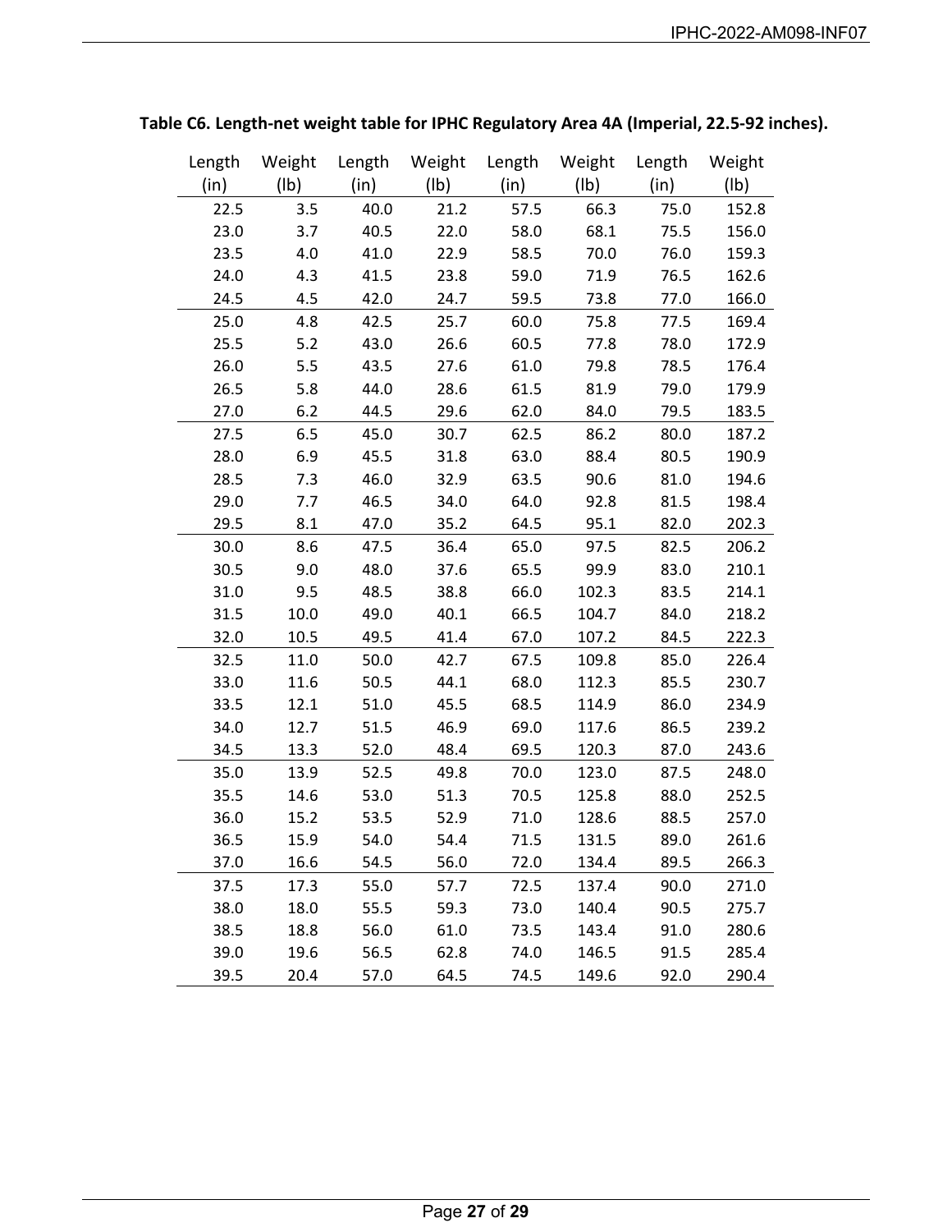**Table C6. Length-net weight table for IPHC Regulatory Area 4A (Imperial, 22.5-92 inches).**

| Length (in) | Weight (lb) | Length (in) | Weight (lb) | Length (in) | Weight (lb) | Length (in) | Weight (lb) |
|---|---|---|---|---|---|---|---|
| 22.5 | 3.5 | 40.0 | 21.2 | 57.5 | 66.3 | 75.0 | 152.8 |
| 23.0 | 3.7 | 40.5 | 22.0 | 58.0 | 68.1 | 75.5 | 156.0 |
| 23.5 | 4.0 | 41.0 | 22.9 | 58.5 | 70.0 | 76.0 | 159.3 |
| 24.0 | 4.3 | 41.5 | 23.8 | 59.0 | 71.9 | 76.5 | 162.6 |
| 24.5 | 4.5 | 42.0 | 24.7 | 59.5 | 73.8 | 77.0 | 166.0 |
| 25.0 | 4.8 | 42.5 | 25.7 | 60.0 | 75.8 | 77.5 | 169.4 |
| 25.5 | 5.2 | 43.0 | 26.6 | 60.5 | 77.8 | 78.0 | 172.9 |
| 26.0 | 5.5 | 43.5 | 27.6 | 61.0 | 79.8 | 78.5 | 176.4 |
| 26.5 | 5.8 | 44.0 | 28.6 | 61.5 | 81.9 | 79.0 | 179.9 |
| 27.0 | 6.2 | 44.5 | 29.6 | 62.0 | 84.0 | 79.5 | 183.5 |
| 27.5 | 6.5 | 45.0 | 30.7 | 62.5 | 86.2 | 80.0 | 187.2 |
| 28.0 | 6.9 | 45.5 | 31.8 | 63.0 | 88.4 | 80.5 | 190.9 |
| 28.5 | 7.3 | 46.0 | 32.9 | 63.5 | 90.6 | 81.0 | 194.6 |
| 29.0 | 7.7 | 46.5 | 34.0 | 64.0 | 92.8 | 81.5 | 198.4 |
| 29.5 | 8.1 | 47.0 | 35.2 | 64.5 | 95.1 | 82.0 | 202.3 |
| 30.0 | 8.6 | 47.5 | 36.4 | 65.0 | 97.5 | 82.5 | 206.2 |
| 30.5 | 9.0 | 48.0 | 37.6 | 65.5 | 99.9 | 83.0 | 210.1 |
| 31.0 | 9.5 | 48.5 | 38.8 | 66.0 | 102.3 | 83.5 | 214.1 |
| 31.5 | 10.0 | 49.0 | 40.1 | 66.5 | 104.7 | 84.0 | 218.2 |
| 32.0 | 10.5 | 49.5 | 41.4 | 67.0 | 107.2 | 84.5 | 222.3 |
| 32.5 | 11.0 | 50.0 | 42.7 | 67.5 | 109.8 | 85.0 | 226.4 |
| 33.0 | 11.6 | 50.5 | 44.1 | 68.0 | 112.3 | 85.5 | 230.7 |
| 33.5 | 12.1 | 51.0 | 45.5 | 68.5 | 114.9 | 86.0 | 234.9 |
| 34.0 | 12.7 | 51.5 | 46.9 | 69.0 | 117.6 | 86.5 | 239.2 |
| 34.5 | 13.3 | 52.0 | 48.4 | 69.5 | 120.3 | 87.0 | 243.6 |
| 35.0 | 13.9 | 52.5 | 49.8 | 70.0 | 123.0 | 87.5 | 248.0 |
| 35.5 | 14.6 | 53.0 | 51.3 | 70.5 | 125.8 | 88.0 | 252.5 |
| 36.0 | 15.2 | 53.5 | 52.9 | 71.0 | 128.6 | 88.5 | 257.0 |
| 36.5 | 15.9 | 54.0 | 54.4 | 71.5 | 131.5 | 89.0 | 261.6 |
| 37.0 | 16.6 | 54.5 | 56.0 | 72.0 | 134.4 | 89.5 | 266.3 |
| 37.5 | 17.3 | 55.0 | 57.7 | 72.5 | 137.4 | 90.0 | 271.0 |
| 38.0 | 18.0 | 55.5 | 59.3 | 73.0 | 140.4 | 90.5 | 275.7 |
| 38.5 | 18.8 | 56.0 | 61.0 | 73.5 | 143.4 | 91.0 | 280.6 |
| 39.0 | 19.6 | 56.5 | 62.8 | 74.0 | 146.5 | 91.5 | 285.4 |
| 39.5 | 20.4 | 57.0 | 64.5 | 74.5 | 149.6 | 92.0 | 290.4 |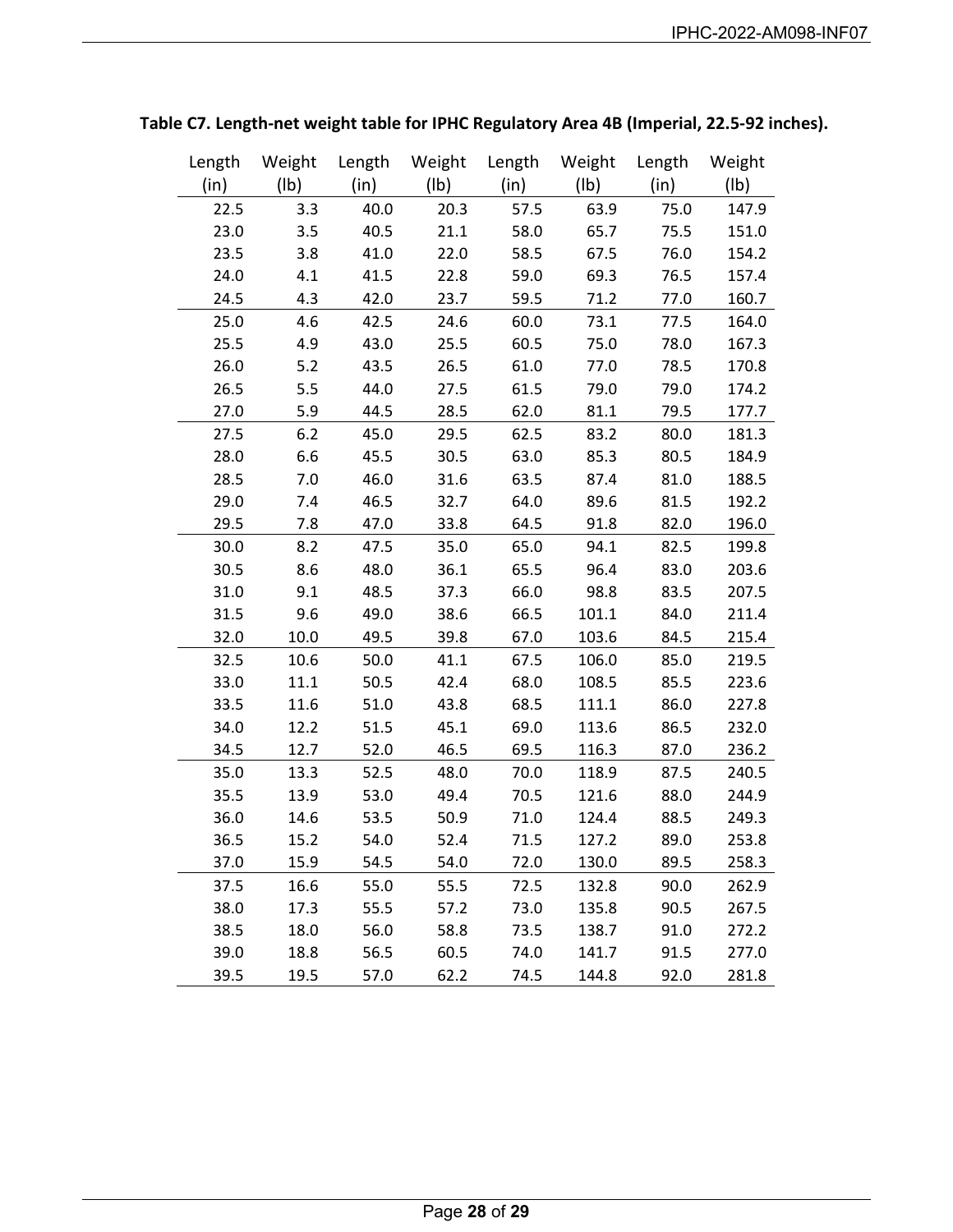**Table C7. Length-net weight table for IPHC Regulatory Area 4B (Imperial, 22.5-92 inches).**

| Length (in) | Weight (lb) | Length (in) | Weight (lb) | Length (in) | Weight (lb) | Length (in) | Weight (lb) |
|---|---|---|---|---|---|---|---|
| 22.5 | 3.3 | 40.0 | 20.3 | 57.5 | 63.9 | 75.0 | 147.9 |
| 23.0 | 3.5 | 40.5 | 21.1 | 58.0 | 65.7 | 75.5 | 151.0 |
| 23.5 | 3.8 | 41.0 | 22.0 | 58.5 | 67.5 | 76.0 | 154.2 |
| 24.0 | 4.1 | 41.5 | 22.8 | 59.0 | 69.3 | 76.5 | 157.4 |
| 24.5 | 4.3 | 42.0 | 23.7 | 59.5 | 71.2 | 77.0 | 160.7 |
| 25.0 | 4.6 | 42.5 | 24.6 | 60.0 | 73.1 | 77.5 | 164.0 |
| 25.5 | 4.9 | 43.0 | 25.5 | 60.5 | 75.0 | 78.0 | 167.3 |
| 26.0 | 5.2 | 43.5 | 26.5 | 61.0 | 77.0 | 78.5 | 170.8 |
| 26.5 | 5.5 | 44.0 | 27.5 | 61.5 | 79.0 | 79.0 | 174.2 |
| 27.0 | 5.9 | 44.5 | 28.5 | 62.0 | 81.1 | 79.5 | 177.7 |
| 27.5 | 6.2 | 45.0 | 29.5 | 62.5 | 83.2 | 80.0 | 181.3 |
| 28.0 | 6.6 | 45.5 | 30.5 | 63.0 | 85.3 | 80.5 | 184.9 |
| 28.5 | 7.0 | 46.0 | 31.6 | 63.5 | 87.4 | 81.0 | 188.5 |
| 29.0 | 7.4 | 46.5 | 32.7 | 64.0 | 89.6 | 81.5 | 192.2 |
| 29.5 | 7.8 | 47.0 | 33.8 | 64.5 | 91.8 | 82.0 | 196.0 |
| 30.0 | 8.2 | 47.5 | 35.0 | 65.0 | 94.1 | 82.5 | 199.8 |
| 30.5 | 8.6 | 48.0 | 36.1 | 65.5 | 96.4 | 83.0 | 203.6 |
| 31.0 | 9.1 | 48.5 | 37.3 | 66.0 | 98.8 | 83.5 | 207.5 |
| 31.5 | 9.6 | 49.0 | 38.6 | 66.5 | 101.1 | 84.0 | 211.4 |
| 32.0 | 10.0 | 49.5 | 39.8 | 67.0 | 103.6 | 84.5 | 215.4 |
| 32.5 | 10.6 | 50.0 | 41.1 | 67.5 | 106.0 | 85.0 | 219.5 |
| 33.0 | 11.1 | 50.5 | 42.4 | 68.0 | 108.5 | 85.5 | 223.6 |
| 33.5 | 11.6 | 51.0 | 43.8 | 68.5 | 111.1 | 86.0 | 227.8 |
| 34.0 | 12.2 | 51.5 | 45.1 | 69.0 | 113.6 | 86.5 | 232.0 |
| 34.5 | 12.7 | 52.0 | 46.5 | 69.5 | 116.3 | 87.0 | 236.2 |
| 35.0 | 13.3 | 52.5 | 48.0 | 70.0 | 118.9 | 87.5 | 240.5 |
| 35.5 | 13.9 | 53.0 | 49.4 | 70.5 | 121.6 | 88.0 | 244.9 |
| 36.0 | 14.6 | 53.5 | 50.9 | 71.0 | 124.4 | 88.5 | 249.3 |
| 36.5 | 15.2 | 54.0 | 52.4 | 71.5 | 127.2 | 89.0 | 253.8 |
| 37.0 | 15.9 | 54.5 | 54.0 | 72.0 | 130.0 | 89.5 | 258.3 |
| 37.5 | 16.6 | 55.0 | 55.5 | 72.5 | 132.8 | 90.0 | 262.9 |
| 38.0 | 17.3 | 55.5 | 57.2 | 73.0 | 135.8 | 90.5 | 267.5 |
| 38.5 | 18.0 | 56.0 | 58.8 | 73.5 | 138.7 | 91.0 | 272.2 |
| 39.0 | 18.8 | 56.5 | 60.5 | 74.0 | 141.7 | 91.5 | 277.0 |
| 39.5 | 19.5 | 57.0 | 62.2 | 74.5 | 144.8 | 92.0 | 281.8 |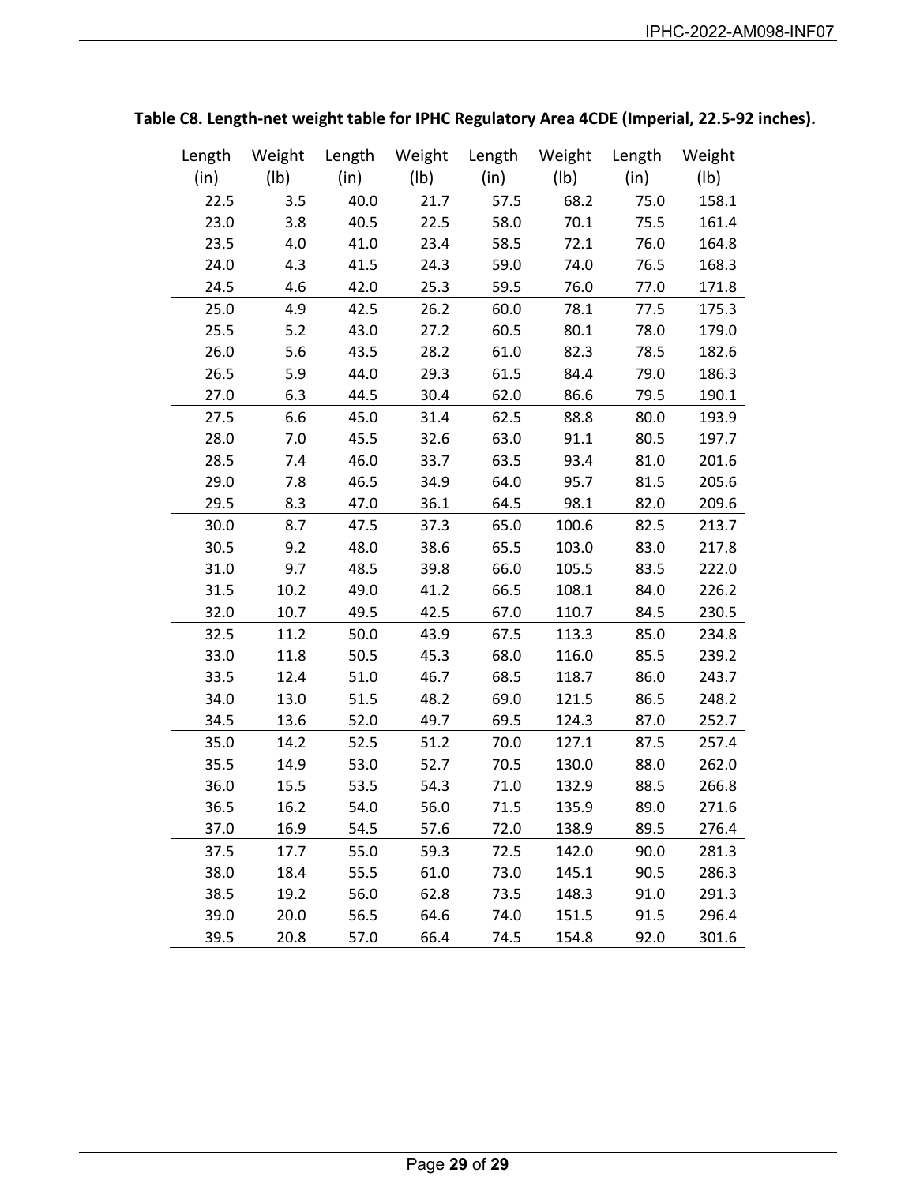**Table C8. Length-net weight table for IPHC Regulatory Area 4CDE (Imperial, 22.5-92 inches).**

| Length (in) | Weight (lb) | Length (in) | Weight (lb) | Length (in) | Weight (lb) | Length (in) | Weight (lb) |
|---|---|---|---|---|---|---|---|
| 22.5 | 3.5 | 40.0 | 21.7 | 57.5 | 68.2 | 75.0 | 158.1 |
| 23.0 | 3.8 | 40.5 | 22.5 | 58.0 | 70.1 | 75.5 | 161.4 |
| 23.5 | 4.0 | 41.0 | 23.4 | 58.5 | 72.1 | 76.0 | 164.8 |
| 24.0 | 4.3 | 41.5 | 24.3 | 59.0 | 74.0 | 76.5 | 168.3 |
| 24.5 | 4.6 | 42.0 | 25.3 | 59.5 | 76.0 | 77.0 | 171.8 |
| 25.0 | 4.9 | 42.5 | 26.2 | 60.0 | 78.1 | 77.5 | 175.3 |
| 25.5 | 5.2 | 43.0 | 27.2 | 60.5 | 80.1 | 78.0 | 179.0 |
| 26.0 | 5.6 | 43.5 | 28.2 | 61.0 | 82.3 | 78.5 | 182.6 |
| 26.5 | 5.9 | 44.0 | 29.3 | 61.5 | 84.4 | 79.0 | 186.3 |
| 27.0 | 6.3 | 44.5 | 30.4 | 62.0 | 86.6 | 79.5 | 190.1 |
| 27.5 | 6.6 | 45.0 | 31.4 | 62.5 | 88.8 | 80.0 | 193.9 |
| 28.0 | 7.0 | 45.5 | 32.6 | 63.0 | 91.1 | 80.5 | 197.7 |
| 28.5 | 7.4 | 46.0 | 33.7 | 63.5 | 93.4 | 81.0 | 201.6 |
| 29.0 | 7.8 | 46.5 | 34.9 | 64.0 | 95.7 | 81.5 | 205.6 |
| 29.5 | 8.3 | 47.0 | 36.1 | 64.5 | 98.1 | 82.0 | 209.6 |
| 30.0 | 8.7 | 47.5 | 37.3 | 65.0 | 100.6 | 82.5 | 213.7 |
| 30.5 | 9.2 | 48.0 | 38.6 | 65.5 | 103.0 | 83.0 | 217.8 |
| 31.0 | 9.7 | 48.5 | 39.8 | 66.0 | 105.5 | 83.5 | 222.0 |
| 31.5 | 10.2 | 49.0 | 41.2 | 66.5 | 108.1 | 84.0 | 226.2 |
| 32.0 | 10.7 | 49.5 | 42.5 | 67.0 | 110.7 | 84.5 | 230.5 |
| 32.5 | 11.2 | 50.0 | 43.9 | 67.5 | 113.3 | 85.0 | 234.8 |
| 33.0 | 11.8 | 50.5 | 45.3 | 68.0 | 116.0 | 85.5 | 239.2 |
| 33.5 | 12.4 | 51.0 | 46.7 | 68.5 | 118.7 | 86.0 | 243.7 |
| 34.0 | 13.0 | 51.5 | 48.2 | 69.0 | 121.5 | 86.5 | 248.2 |
| 34.5 | 13.6 | 52.0 | 49.7 | 69.5 | 124.3 | 87.0 | 252.7 |
| 35.0 | 14.2 | 52.5 | 51.2 | 70.0 | 127.1 | 87.5 | 257.4 |
| 35.5 | 14.9 | 53.0 | 52.7 | 70.5 | 130.0 | 88.0 | 262.0 |
| 36.0 | 15.5 | 53.5 | 54.3 | 71.0 | 132.9 | 88.5 | 266.8 |
| 36.5 | 16.2 | 54.0 | 56.0 | 71.5 | 135.9 | 89.0 | 271.6 |
| 37.0 | 16.9 | 54.5 | 57.6 | 72.0 | 138.9 | 89.5 | 276.4 |
| 37.5 | 17.7 | 55.0 | 59.3 | 72.5 | 142.0 | 90.0 | 281.3 |
| 38.0 | 18.4 | 55.5 | 61.0 | 73.0 | 145.1 | 90.5 | 286.3 |
| 38.5 | 19.2 | 56.0 | 62.8 | 73.5 | 148.3 | 91.0 | 291.3 |
| 39.0 | 20.0 | 56.5 | 64.6 | 74.0 | 151.5 | 91.5 | 296.4 |
| 39.5 | 20.8 | 57.0 | 66.4 | 74.5 | 154.8 | 92.0 | 301.6 |